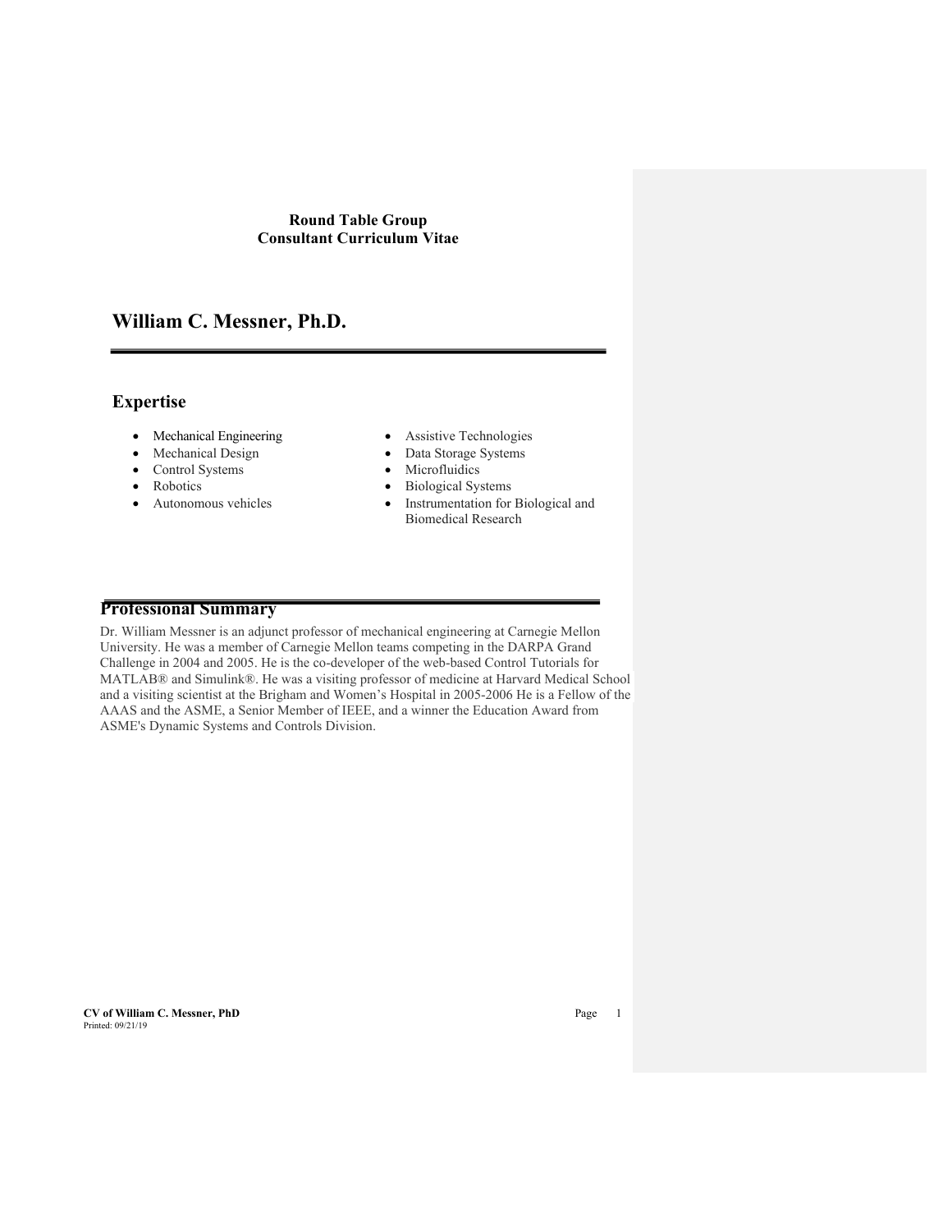**Round Table Group**
**Consultant Curriculum Vitae**

# William C. Messner, Ph.D.

## Expertise

- Mechanical Engineering
- Mechanical Design
- Control Systems
- Robotics
- Autonomous vehicles
- Assistive Technologies
- Data Storage Systems
- Microfluidics
- Biological Systems
- Instrumentation for Biological and Biomedical Research

## Professional Summary

Dr. William Messner is an adjunct professor of mechanical engineering at Carnegie Mellon University. He was a member of Carnegie Mellon teams competing in the DARPA Grand Challenge in 2004 and 2005. He is the co-developer of the web-based Control Tutorials for MATLAB® and Simulink®. He was a visiting professor of medicine at Harvard Medical School and a visiting scientist at the Brigham and Women's Hospital in 2005-2006 He is a Fellow of the AAAS and the ASME, a Senior Member of IEEE, and a winner the Education Award from ASME's Dynamic Systems and Controls Division.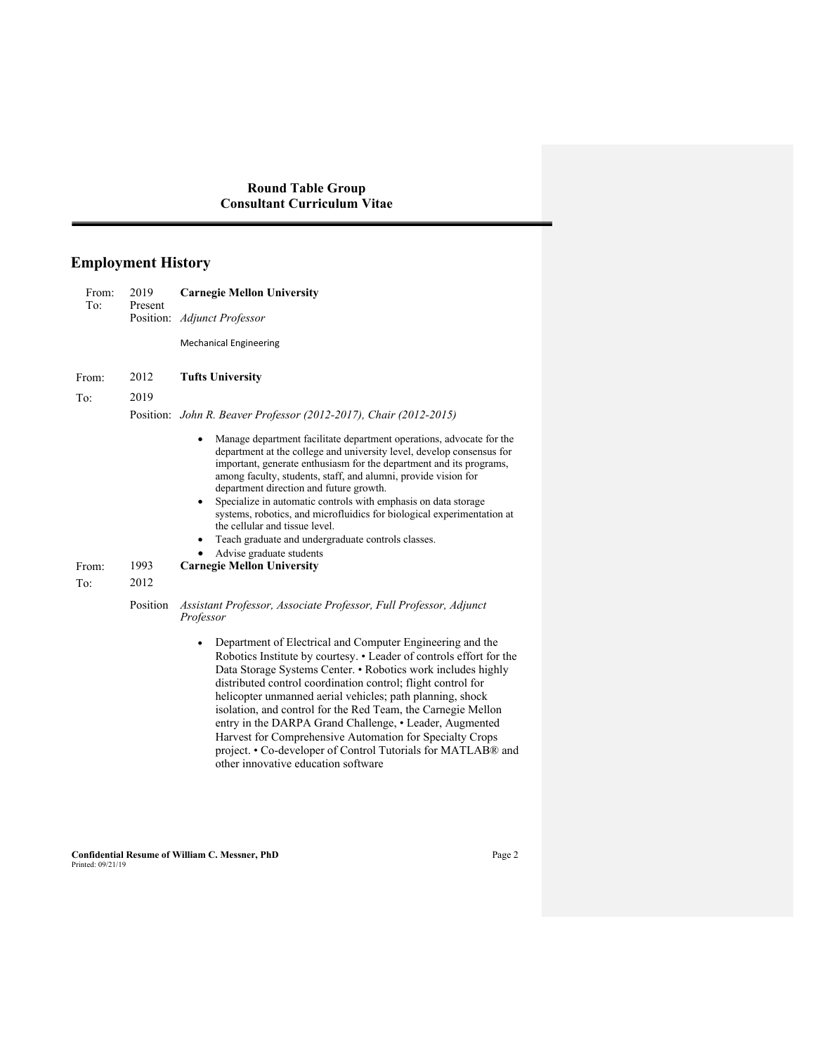## Employment History

| | | |
|---|---|---|
| From: | 2019 | **Carnegie Mellon University** |
| To: | Present | |
| | Position: | *Adjunct Professor* |
| | | Mechanical Engineering |

| | | |
|---|---|---|
| From: | 2012 | **Tufts University** |
| To: | 2019 | |
| | Position: | *John R. Beaver Professor (2012-2017), Chair (2012-2015)* |

- Manage department facilitate department operations, advocate for the department at the college and university level, develop consensus for important, generate enthusiasm for the department and its programs, among faculty, students, staff, and alumni, provide vision for department direction and future growth.
- Specialize in automatic controls with emphasis on data storage systems, robotics, and microfluidics for biological experimentation at the cellular and tissue level.
- Teach graduate and undergraduate controls classes.
- Advise graduate students

| | | |
|---|---|---|
| From: | 1993 | **Carnegie Mellon University** |
| To: | 2012 | |
| | Position | *Assistant Professor, Associate Professor, Full Professor, Adjunct Professor* |

- Department of Electrical and Computer Engineering and the Robotics Institute by courtesy. • Leader of controls effort for the Data Storage Systems Center. • Robotics work includes highly distributed control coordination control; flight control for helicopter unmanned aerial vehicles; path planning, shock isolation, and control for the Red Team, the Carnegie Mellon entry in the DARPA Grand Challenge, • Leader, Augmented Harvest for Comprehensive Automation for Specialty Crops project. • Co-developer of Control Tutorials for MATLAB® and other innovative education software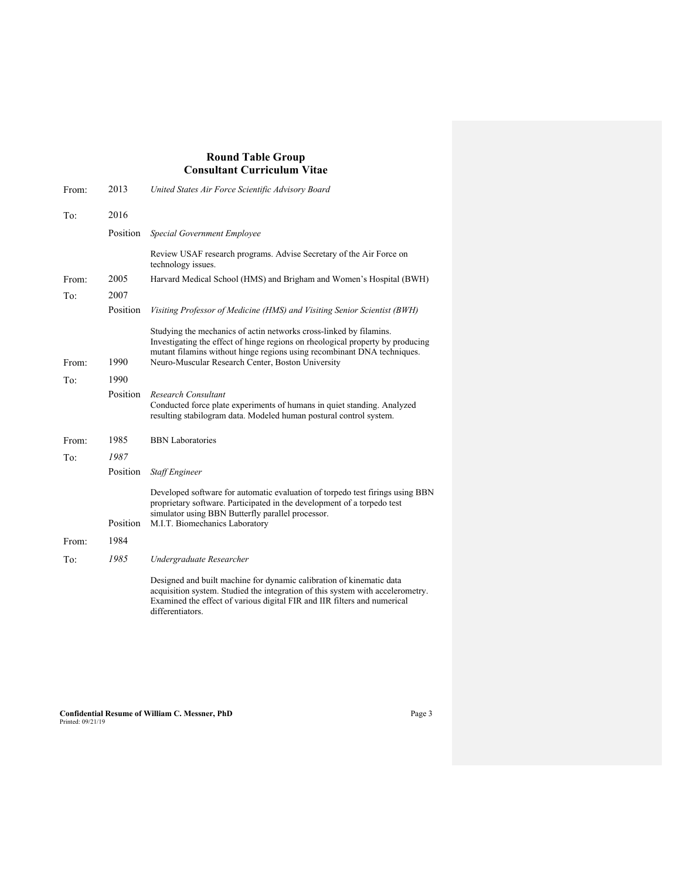## Round Table Group
## Consultant Curriculum Vitae

From: 2013 *United States Air Force Scientific Advisory Board*

To: 2016

Position *Special Government Employee*

Review USAF research programs. Advise Secretary of the Air Force on technology issues.

From: 2005 Harvard Medical School (HMS) and Brigham and Women's Hospital (BWH)

To: 2007

Position *Visiting Professor of Medicine (HMS) and Visiting Senior Scientist (BWH)*

Studying the mechanics of actin networks cross-linked by filamins. Investigating the effect of hinge regions on rheological property by producing mutant filamins without hinge regions using recombinant DNA techniques.

From: 1990 Neuro-Muscular Research Center, Boston University

To: 1990

Position *Research Consultant*

Conducted force plate experiments of humans in quiet standing. Analyzed resulting stabilogram data. Modeled human postural control system.

From: 1985 BBN Laboratories

To: *1987*

Position *Staff Engineer*

Developed software for automatic evaluation of torpedo test firings using BBN proprietary software. Participated in the development of a torpedo test simulator using BBN Butterfly parallel processor.

Position M.I.T. Biomechanics Laboratory

From: 1984

To: *1985* *Undergraduate Researcher*

Designed and built machine for dynamic calibration of kinematic data acquisition system. Studied the integration of this system with accelerometry. Examined the effect of various digital FIR and IIR filters and numerical differentiators.

**Confidential Resume of William C. Messner, PhD**
Printed: 09/21/19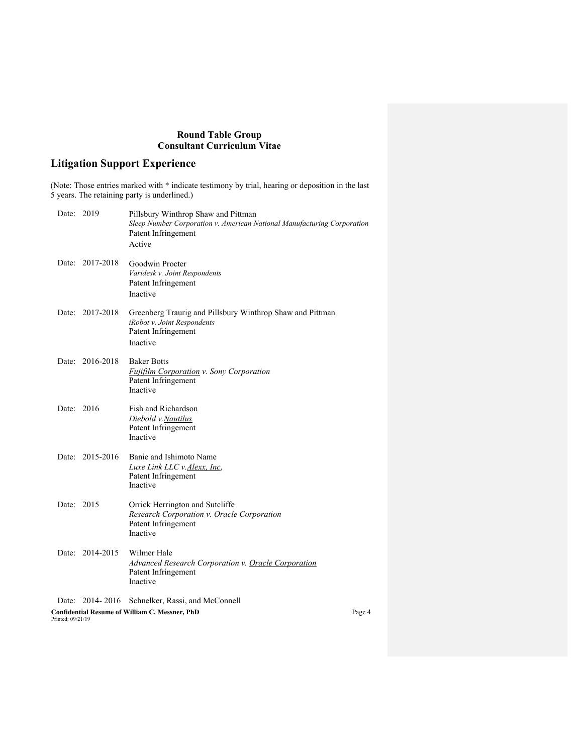**Round Table Group**
**Consultant Curriculum Vitae**

## Litigation Support Experience

(Note: Those entries marked with * indicate testimony by trial, hearing or deposition in the last 5 years. The retaining party is underlined.)

Date: 2019
Pillsbury Winthrop Shaw and Pittman
*Sleep Number Corporation v. American National Manufacturing Corporation*
Patent Infringement
Active

Date: 2017-2018
Goodwin Procter
*Varidesk v. Joint Respondents*
Patent Infringement
Inactive

Date: 2017-2018
Greenberg Traurig and Pillsbury Winthrop Shaw and Pittman
*iRobot v. Joint Respondents*
Patent Infringement
Inactive

Date: 2016-2018
Baker Botts
*<u>Fujifilm Corporation</u> v. Sony Corporation*
Patent Infringement
Inactive

Date: 2016
Fish and Richardson
*Diebold v.<u>Nautilus</u>*
Patent Infringement
Inactive

Date: 2015-2016
Banie and Ishimoto Name
*Luxe Link LLC v.<u>Alexx, Inc</u>*,
Patent Infringement
Inactive

Date: 2015
Orrick Herrington and Sutcliffe
*Research Corporation v. <u>Oracle Corporation</u>*
Patent Infringement
Inactive

Date: 2014-2015
Wilmer Hale
*Advanced Research Corporation v. <u>Oracle Corporation</u>*
Patent Infringement
Inactive

Date: 2014- 2016
Schnelker, Rassi, and McConnell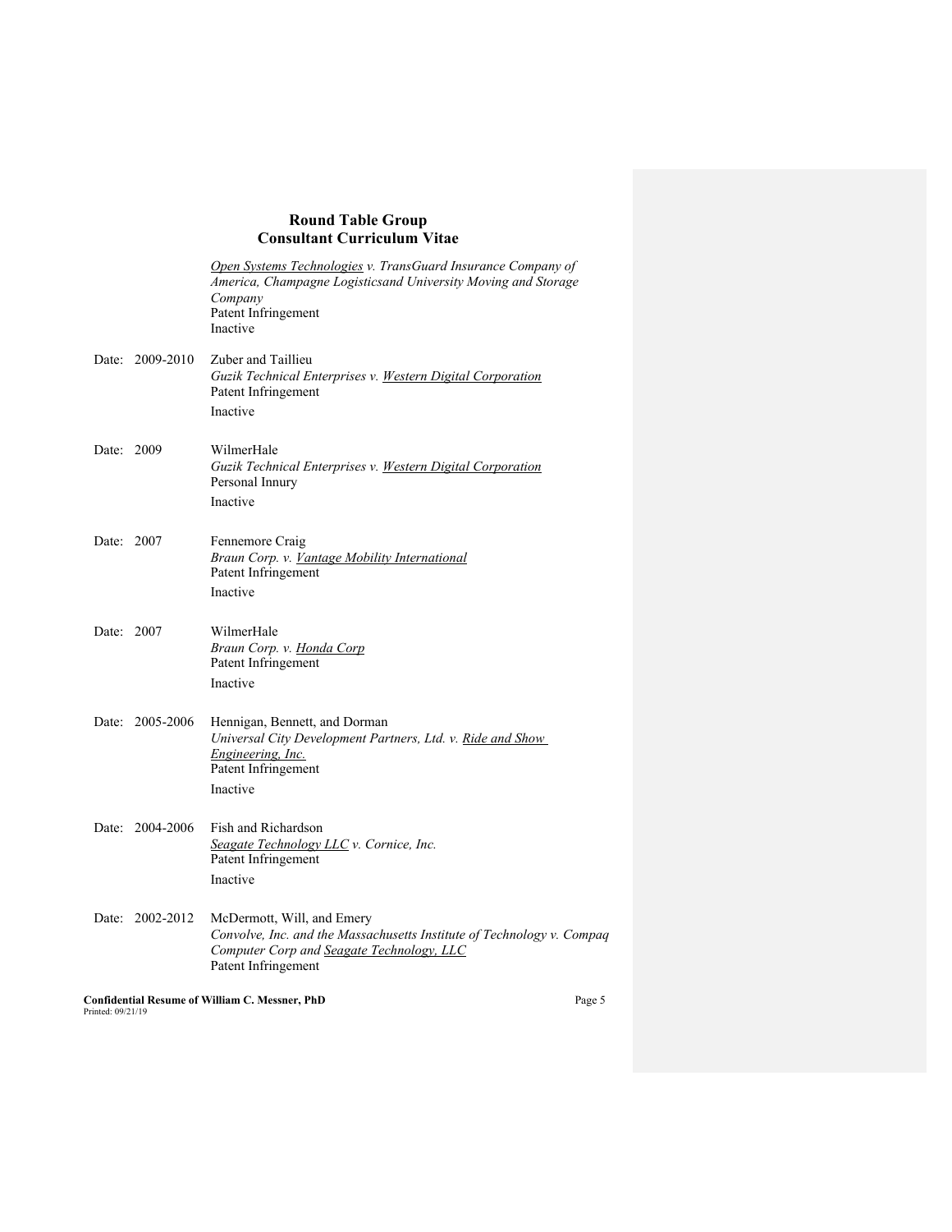*<u>Open Systems Technologies</u> v. TransGuard Insurance Company of America, Champagne Logisticsand University Moving and Storage Company*
Patent Infringement
Inactive

Date: 2009-2010 Zuber and Taillieu
*Guzik Technical Enterprises v. <u>Western Digital Corporation</u>*
Patent Infringement
Inactive

Date: 2009 WilmerHale
*Guzik Technical Enterprises v. <u>Western Digital Corporation</u>*
Personal Innury
Inactive

Date: 2007 Fennemore Craig
*Braun Corp. v. <u>Vantage Mobility International</u>*
Patent Infringement
Inactive

Date: 2007 WilmerHale
*Braun Corp. v. <u>Honda Corp</u>*
Patent Infringement
Inactive

Date: 2005-2006 Hennigan, Bennett, and Dorman
*Universal City Development Partners, Ltd. v. <u>Ride and Show Engineering, Inc.</u>*
Patent Infringement
Inactive

Date: 2004-2006 Fish and Richardson
*<u>Seagate Technology LLC</u> v. Cornice, Inc.*
Patent Infringement
Inactive

Date: 2002-2012 McDermott, Will, and Emery
*Convolve, Inc. and the Massachusetts Institute of Technology v. Compaq Computer Corp and <u>Seagate Technology, LLC</u>*
Patent Infringement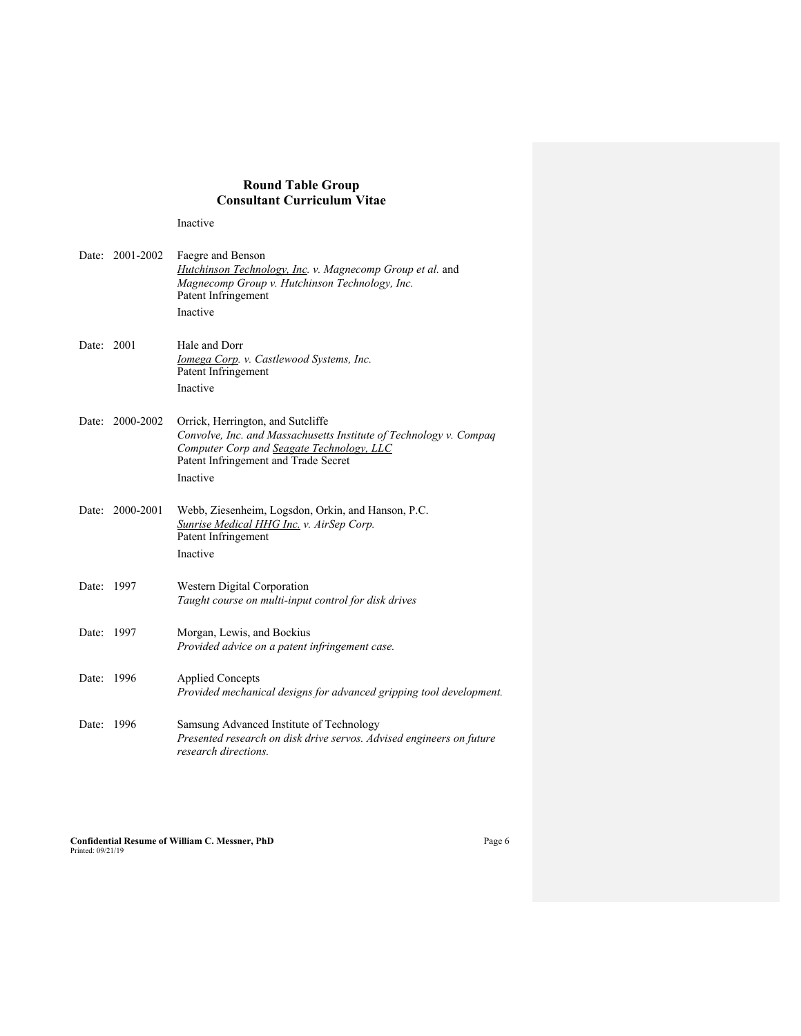Inactive

Date: 2001-2002 Faegre and Benson
*Hutchinson Technology, Inc. v. Magnecomp Group et al.* and *Magnecomp Group v. Hutchinson Technology, Inc.*
Patent Infringement
Inactive

Date: 2001 Hale and Dorr
*Iomega Corp. v. Castlewood Systems, Inc.*
Patent Infringement
Inactive

Date: 2000-2002 Orrick, Herrington, and Sutcliffe
*Convolve, Inc. and Massachusetts Institute of Technology v. Compaq Computer Corp and Seagate Technology, LLC*
Patent Infringement and Trade Secret
Inactive

Date: 2000-2001 Webb, Ziesenheim, Logsdon, Orkin, and Hanson, P.C.
*Sunrise Medical HHG Inc. v. AirSep Corp.*
Patent Infringement
Inactive

Date: 1997 Western Digital Corporation
*Taught course on multi-input control for disk drives*

Date: 1997 Morgan, Lewis, and Bockius
*Provided advice on a patent infringement case.*

Date: 1996 Applied Concepts
*Provided mechanical designs for advanced gripping tool development.*

Date: 1996 Samsung Advanced Institute of Technology
*Presented research on disk drive servos. Advised engineers on future research directions.*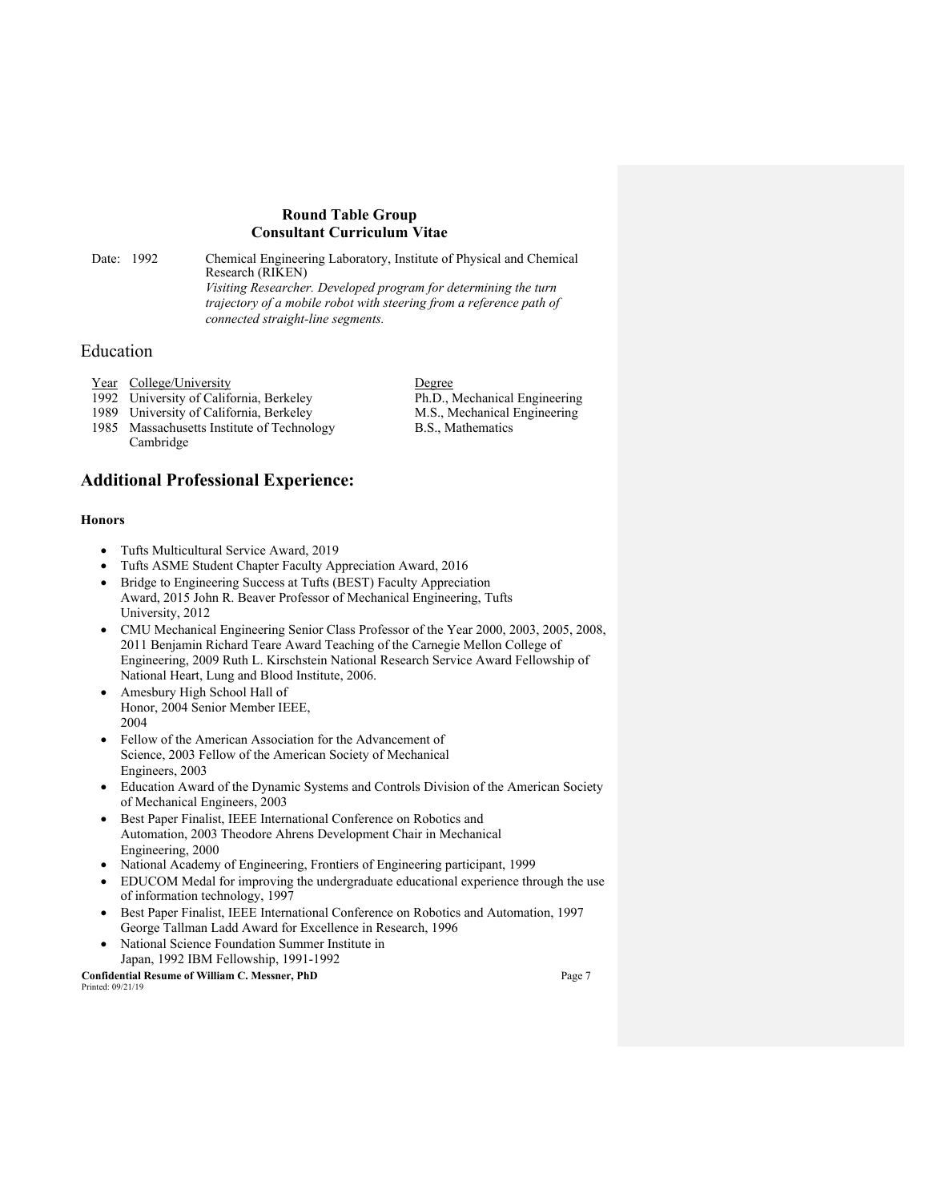**Round Table Group**
**Consultant Curriculum Vitae**

Date: 1992 Chemical Engineering Laboratory, Institute of Physical and Chemical Research (RIKEN)
*Visiting Researcher. Developed program for determining the turn trajectory of a mobile robot with steering from a reference path of connected straight-line segments.*

# Education

| Year | College/University | Degree |
|---|---|---|
| 1992 | University of California, Berkeley | Ph.D., Mechanical Engineering |
| 1989 | University of California, Berkeley | M.S., Mechanical Engineering |
| 1985 | Massachusetts Institute of Technology Cambridge | B.S., Mathematics |

## Additional Professional Experience:

**Honors**

- Tufts Multicultural Service Award, 2019
- Tufts ASME Student Chapter Faculty Appreciation Award, 2016
- Bridge to Engineering Success at Tufts (BEST) Faculty Appreciation Award, 2015 John R. Beaver Professor of Mechanical Engineering, Tufts University, 2012
- CMU Mechanical Engineering Senior Class Professor of the Year 2000, 2003, 2005, 2008, 2011 Benjamin Richard Teare Award Teaching of the Carnegie Mellon College of Engineering, 2009 Ruth L. Kirschstein National Research Service Award Fellowship of National Heart, Lung and Blood Institute, 2006.
- Amesbury High School Hall of Honor, 2004 Senior Member IEEE, 2004
- Fellow of the American Association for the Advancement of Science, 2003 Fellow of the American Society of Mechanical Engineers, 2003
- Education Award of the Dynamic Systems and Controls Division of the American Society of Mechanical Engineers, 2003
- Best Paper Finalist, IEEE International Conference on Robotics and Automation, 2003 Theodore Ahrens Development Chair in Mechanical Engineering, 2000
- National Academy of Engineering, Frontiers of Engineering participant, 1999
- EDUCOM Medal for improving the undergraduate educational experience through the use of information technology, 1997
- Best Paper Finalist, IEEE International Conference on Robotics and Automation, 1997 George Tallman Ladd Award for Excellence in Research, 1996
- National Science Foundation Summer Institute in Japan, 1992 IBM Fellowship, 1991-1992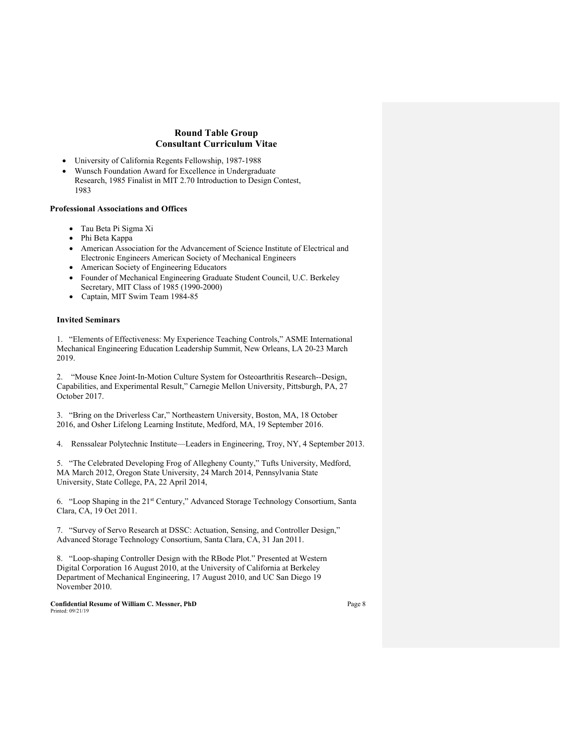- University of California Regents Fellowship, 1987-1988
- Wunsch Foundation Award for Excellence in Undergraduate Research, 1985 Finalist in MIT 2.70 Introduction to Design Contest, 1983

**Professional Associations and Offices**

- Tau Beta Pi Sigma Xi
- Phi Beta Kappa
- American Association for the Advancement of Science Institute of Electrical and Electronic Engineers American Society of Mechanical Engineers
- American Society of Engineering Educators
- Founder of Mechanical Engineering Graduate Student Council, U.C. Berkeley Secretary, MIT Class of 1985 (1990-2000)
- Captain, MIT Swim Team 1984-85

**Invited Seminars**

1. "Elements of Effectiveness: My Experience Teaching Controls," ASME International Mechanical Engineering Education Leadership Summit, New Orleans, LA 20-23 March 2019.

2. "Mouse Knee Joint-In-Motion Culture System for Osteoarthritis Research--Design, Capabilities, and Experimental Result," Carnegie Mellon University, Pittsburgh, PA, 27 October 2017.

3. "Bring on the Driverless Car," Northeastern University, Boston, MA, 18 October 2016, and Osher Lifelong Learning Institute, Medford, MA, 19 September 2016.

4. Renssalear Polytechnic Institute—Leaders in Engineering, Troy, NY, 4 September 2013.

5. "The Celebrated Developing Frog of Allegheny County," Tufts University, Medford, MA March 2012, Oregon State University, 24 March 2014, Pennsylvania State University, State College, PA, 22 April 2014,

6. "Loop Shaping in the 21st Century," Advanced Storage Technology Consortium, Santa Clara, CA, 19 Oct 2011.

7. "Survey of Servo Research at DSSC: Actuation, Sensing, and Controller Design," Advanced Storage Technology Consortium, Santa Clara, CA, 31 Jan 2011.

8. "Loop-shaping Controller Design with the RBode Plot." Presented at Western Digital Corporation 16 August 2010, at the University of California at Berkeley Department of Mechanical Engineering, 17 August 2010, and UC San Diego 19 November 2010.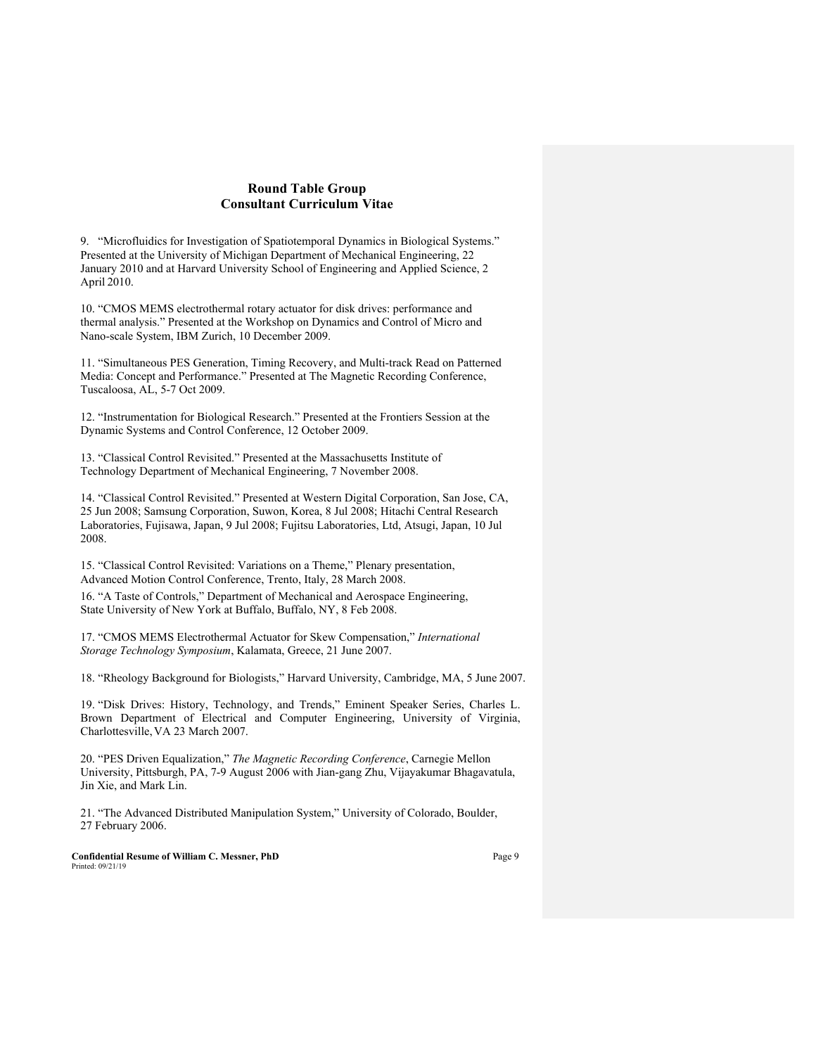9. "Microfluidics for Investigation of Spatiotemporal Dynamics in Biological Systems." Presented at the University of Michigan Department of Mechanical Engineering, 22 January 2010 and at Harvard University School of Engineering and Applied Science, 2 April 2010.

10. "CMOS MEMS electrothermal rotary actuator for disk drives: performance and thermal analysis." Presented at the Workshop on Dynamics and Control of Micro and Nano-scale System, IBM Zurich, 10 December 2009.

11. "Simultaneous PES Generation, Timing Recovery, and Multi-track Read on Patterned Media: Concept and Performance." Presented at The Magnetic Recording Conference, Tuscaloosa, AL, 5-7 Oct 2009.

12. "Instrumentation for Biological Research." Presented at the Frontiers Session at the Dynamic Systems and Control Conference, 12 October 2009.

13. "Classical Control Revisited." Presented at the Massachusetts Institute of Technology Department of Mechanical Engineering, 7 November 2008.

14. "Classical Control Revisited." Presented at Western Digital Corporation, San Jose, CA, 25 Jun 2008; Samsung Corporation, Suwon, Korea, 8 Jul 2008; Hitachi Central Research Laboratories, Fujisawa, Japan, 9 Jul 2008; Fujitsu Laboratories, Ltd, Atsugi, Japan, 10 Jul 2008.

15. "Classical Control Revisited: Variations on a Theme," Plenary presentation, Advanced Motion Control Conference, Trento, Italy, 28 March 2008.

16. "A Taste of Controls," Department of Mechanical and Aerospace Engineering, State University of New York at Buffalo, Buffalo, NY, 8 Feb 2008.

17. "CMOS MEMS Electrothermal Actuator for Skew Compensation," *International Storage Technology Symposium*, Kalamata, Greece, 21 June 2007.

18. "Rheology Background for Biologists," Harvard University, Cambridge, MA, 5 June 2007.

19. "Disk Drives: History, Technology, and Trends," Eminent Speaker Series, Charles L. Brown Department of Electrical and Computer Engineering, University of Virginia, Charlottesville, VA 23 March 2007.

20. "PES Driven Equalization," *The Magnetic Recording Conference*, Carnegie Mellon University, Pittsburgh, PA, 7-9 August 2006 with Jian-gang Zhu, Vijayakumar Bhagavatula, Jin Xie, and Mark Lin.

21. "The Advanced Distributed Manipulation System," University of Colorado, Boulder, 27 February 2006.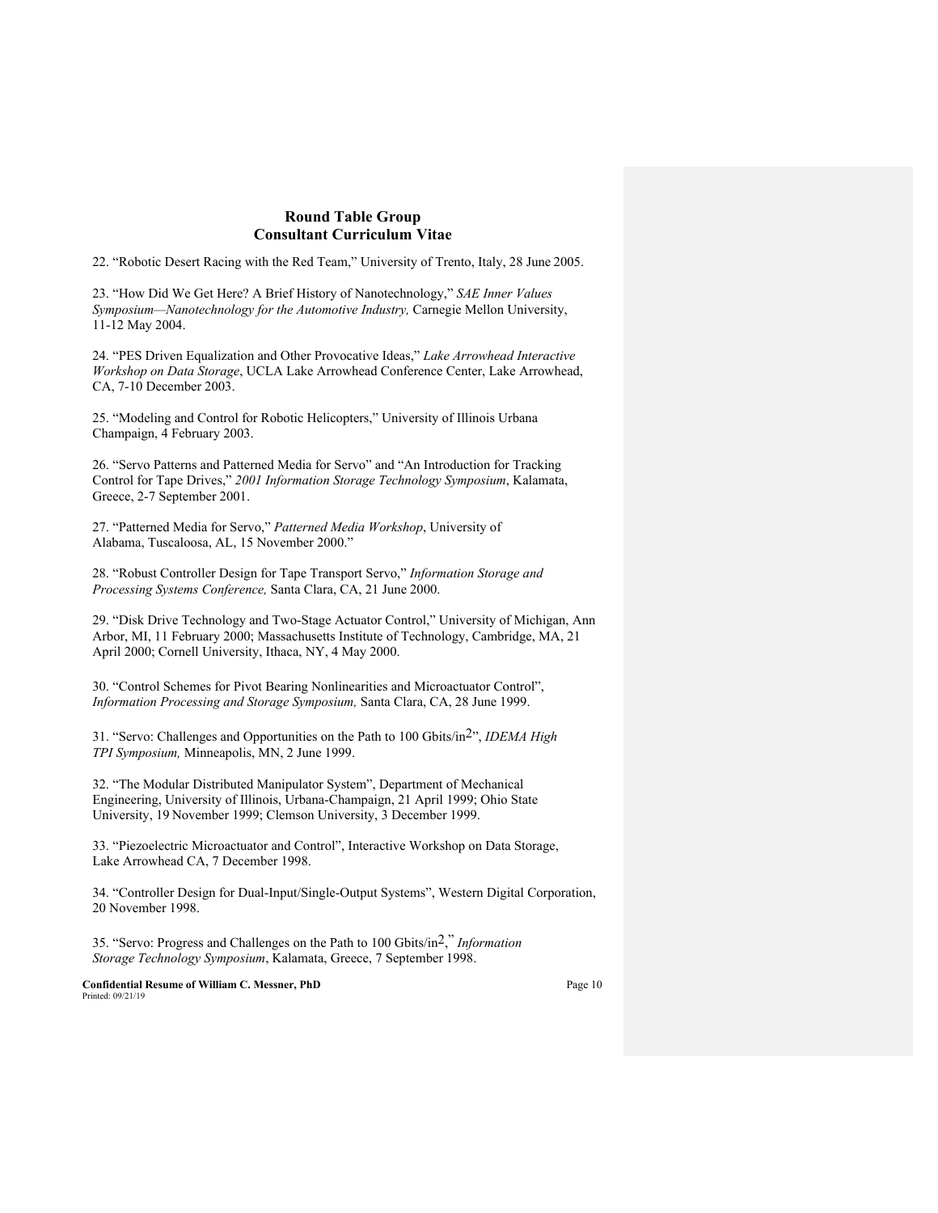22. "Robotic Desert Racing with the Red Team," University of Trento, Italy, 28 June 2005.

23. "How Did We Get Here? A Brief History of Nanotechnology," *SAE Inner Values Symposium—Nanotechnology for the Automotive Industry,* Carnegie Mellon University, 11-12 May 2004.

24. "PES Driven Equalization and Other Provocative Ideas," *Lake Arrowhead Interactive Workshop on Data Storage*, UCLA Lake Arrowhead Conference Center, Lake Arrowhead, CA, 7-10 December 2003.

25. "Modeling and Control for Robotic Helicopters," University of Illinois Urbana Champaign, 4 February 2003.

26. "Servo Patterns and Patterned Media for Servo" and "An Introduction for Tracking Control for Tape Drives," *2001 Information Storage Technology Symposium*, Kalamata, Greece, 2-7 September 2001.

27. "Patterned Media for Servo," *Patterned Media Workshop*, University of Alabama, Tuscaloosa, AL, 15 November 2000."

28. "Robust Controller Design for Tape Transport Servo," *Information Storage and Processing Systems Conference,* Santa Clara, CA, 21 June 2000.

29. "Disk Drive Technology and Two-Stage Actuator Control," University of Michigan, Ann Arbor, MI, 11 February 2000; Massachusetts Institute of Technology, Cambridge, MA, 21 April 2000; Cornell University, Ithaca, NY, 4 May 2000.

30. "Control Schemes for Pivot Bearing Nonlinearities and Microactuator Control", *Information Processing and Storage Symposium,* Santa Clara, CA, 28 June 1999.

31. "Servo: Challenges and Opportunities on the Path to 100 Gbits/in$^2$", *IDEMA High TPI Symposium,* Minneapolis, MN, 2 June 1999.

32. "The Modular Distributed Manipulator System", Department of Mechanical Engineering, University of Illinois, Urbana-Champaign, 21 April 1999; Ohio State University, 19 November 1999; Clemson University, 3 December 1999.

33. "Piezoelectric Microactuator and Control", Interactive Workshop on Data Storage, Lake Arrowhead CA, 7 December 1998.

34. "Controller Design for Dual-Input/Single-Output Systems", Western Digital Corporation, 20 November 1998.

35. "Servo: Progress and Challenges on the Path to 100 Gbits/in$^2$," *Information Storage Technology Symposium*, Kalamata, Greece, 7 September 1998.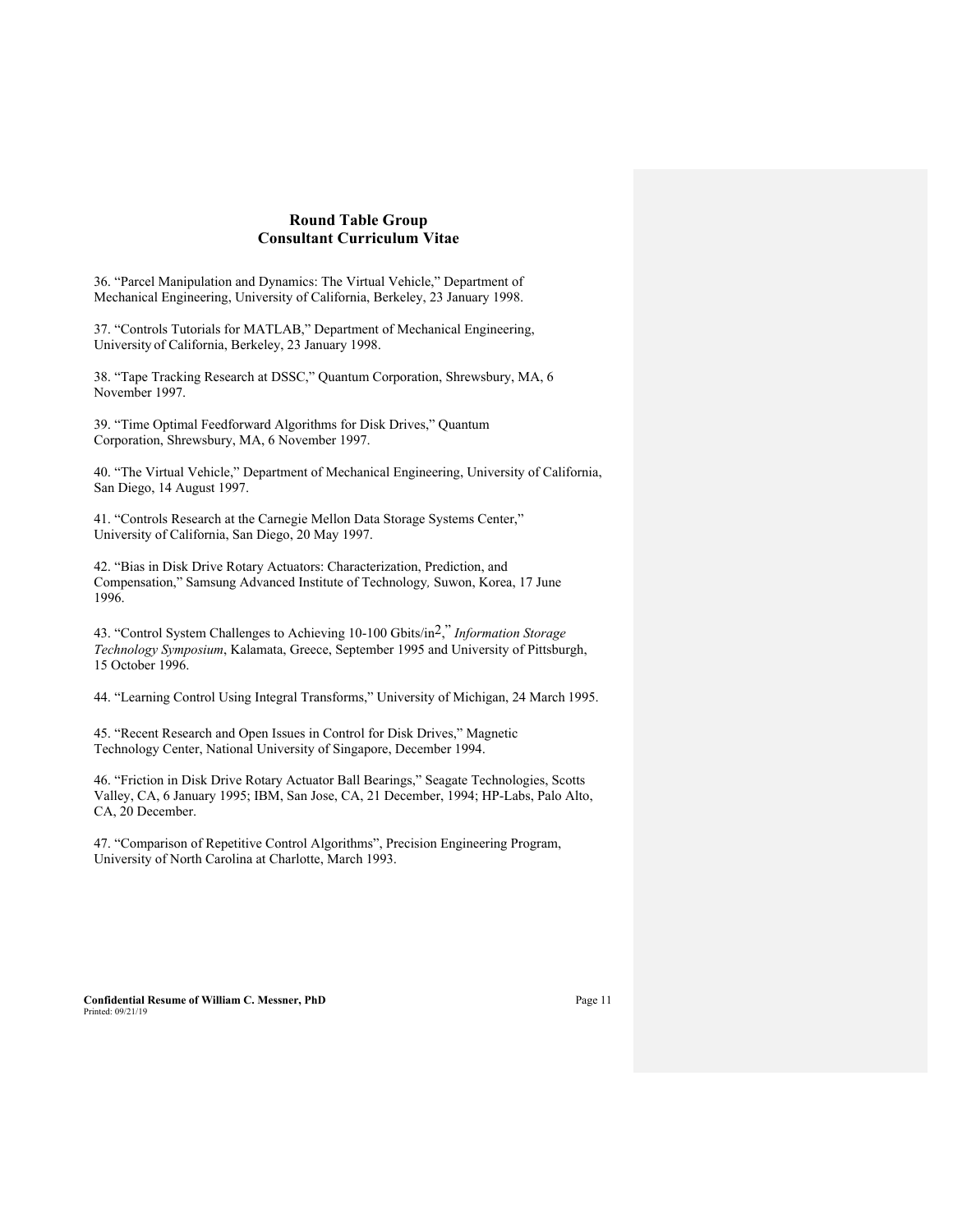36. "Parcel Manipulation and Dynamics: The Virtual Vehicle," Department of Mechanical Engineering, University of California, Berkeley, 23 January 1998.

37. "Controls Tutorials for MATLAB," Department of Mechanical Engineering, University of California, Berkeley, 23 January 1998.

38. "Tape Tracking Research at DSSC," Quantum Corporation, Shrewsbury, MA, 6 November 1997.

39. "Time Optimal Feedforward Algorithms for Disk Drives," Quantum Corporation, Shrewsbury, MA, 6 November 1997.

40. "The Virtual Vehicle," Department of Mechanical Engineering, University of California, San Diego, 14 August 1997.

41. "Controls Research at the Carnegie Mellon Data Storage Systems Center," University of California, San Diego, 20 May 1997.

42. "Bias in Disk Drive Rotary Actuators: Characterization, Prediction, and Compensation," Samsung Advanced Institute of Technology*,* Suwon, Korea, 17 June 1996.

43. "Control System Challenges to Achieving 10-100 Gbits/in$^2$," *Information Storage Technology Symposium*, Kalamata, Greece, September 1995 and University of Pittsburgh, 15 October 1996.

44. "Learning Control Using Integral Transforms," University of Michigan, 24 March 1995.

45. "Recent Research and Open Issues in Control for Disk Drives," Magnetic Technology Center, National University of Singapore, December 1994.

46. "Friction in Disk Drive Rotary Actuator Ball Bearings," Seagate Technologies, Scotts Valley, CA, 6 January 1995; IBM, San Jose, CA, 21 December, 1994; HP-Labs, Palo Alto, CA, 20 December.

47. "Comparison of Repetitive Control Algorithms", Precision Engineering Program, University of North Carolina at Charlotte, March 1993.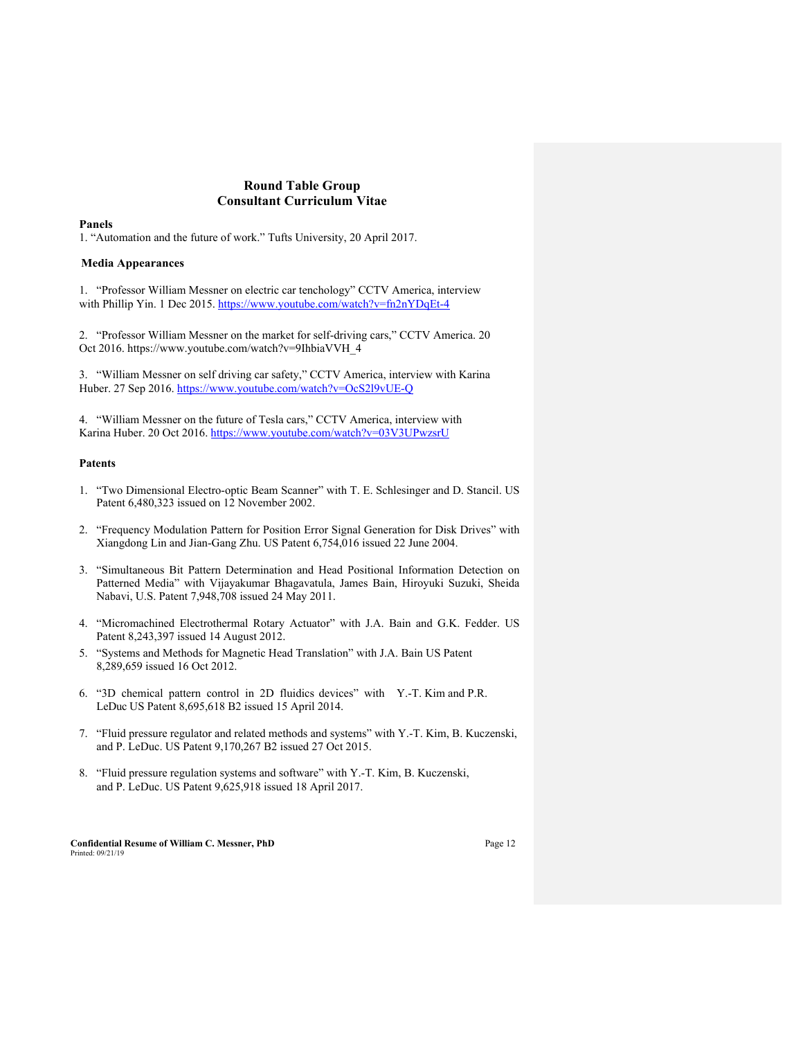## Round Table Group
## Consultant Curriculum Vitae

**Panels**

1. "Automation and the future of work." Tufts University, 20 April 2017.

**Media Appearances**

1. "Professor William Messner on electric car tenchology" CCTV America, interview with Phillip Yin. 1 Dec 2015. https://www.youtube.com/watch?v=fn2nYDqEt-4

2. "Professor William Messner on the market for self-driving cars," CCTV America. 20 Oct 2016. https://www.youtube.com/watch?v=9IhbiaVVH_4

3. "William Messner on self driving car safety," CCTV America, interview with Karina Huber. 27 Sep 2016. https://www.youtube.com/watch?v=OcS2l9vUE-Q

4. "William Messner on the future of Tesla cars," CCTV America, interview with Karina Huber. 20 Oct 2016. https://www.youtube.com/watch?v=03V3UPwzsrU

**Patents**

1. "Two Dimensional Electro-optic Beam Scanner" with T. E. Schlesinger and D. Stancil. US Patent 6,480,323 issued on 12 November 2002.

2. "Frequency Modulation Pattern for Position Error Signal Generation for Disk Drives" with Xiangdong Lin and Jian-Gang Zhu. US Patent 6,754,016 issued 22 June 2004.

3. "Simultaneous Bit Pattern Determination and Head Positional Information Detection on Patterned Media" with Vijayakumar Bhagavatula, James Bain, Hiroyuki Suzuki, Sheida Nabavi, U.S. Patent 7,948,708 issued 24 May 2011.

4. "Micromachined Electrothermal Rotary Actuator" with J.A. Bain and G.K. Fedder. US Patent 8,243,397 issued 14 August 2012.

5. "Systems and Methods for Magnetic Head Translation" with J.A. Bain US Patent 8,289,659 issued 16 Oct 2012.

6. "3D chemical pattern control in 2D fluidics devices" with Y.-T. Kim and P.R. LeDuc US Patent 8,695,618 B2 issued 15 April 2014.

7. "Fluid pressure regulator and related methods and systems" with Y.-T. Kim, B. Kuczenski, and P. LeDuc. US Patent 9,170,267 B2 issued 27 Oct 2015.

8. "Fluid pressure regulation systems and software" with Y.-T. Kim, B. Kuczenski, and P. LeDuc. US Patent 9,625,918 issued 18 April 2017.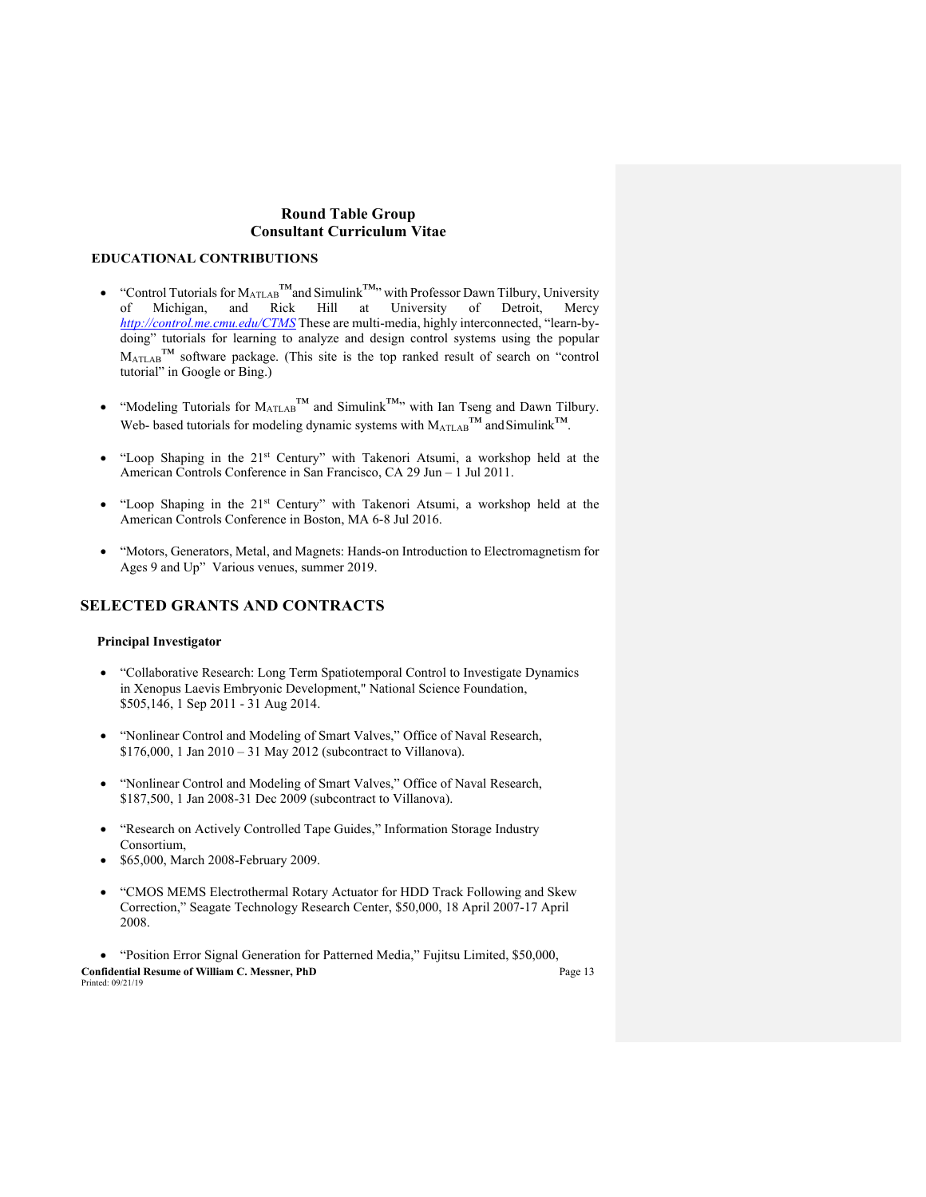**Round Table Group**
**Consultant Curriculum Vitae**

**EDUCATIONAL CONTRIBUTIONS**

- "Control Tutorials for MATLAB™ and Simulink™" with Professor Dawn Tilbury, University of Michigan, and Rick Hill at University of Detroit, Mercy *http://control.me.cmu.edu/CTMS* These are multi-media, highly interconnected, "learn-by-doing" tutorials for learning to analyze and design control systems using the popular MATLAB™ software package. (This site is the top ranked result of search on "control tutorial" in Google or Bing.)

- "Modeling Tutorials for MATLAB™ and Simulink™" with Ian Tseng and Dawn Tilbury. Web- based tutorials for modeling dynamic systems with MATLAB™ and Simulink™.

- "Loop Shaping in the 21st Century" with Takenori Atsumi, a workshop held at the American Controls Conference in San Francisco, CA 29 Jun – 1 Jul 2011.

- "Loop Shaping in the 21st Century" with Takenori Atsumi, a workshop held at the American Controls Conference in Boston, MA 6-8 Jul 2016.

- "Motors, Generators, Metal, and Magnets: Hands-on Introduction to Electromagnetism for Ages 9 and Up" Various venues, summer 2019.

## SELECTED GRANTS AND CONTRACTS

**Principal Investigator**

- "Collaborative Research: Long Term Spatiotemporal Control to Investigate Dynamics in Xenopus Laevis Embryonic Development," National Science Foundation, $505,146, 1 Sep 2011 - 31 Aug 2014.

- "Nonlinear Control and Modeling of Smart Valves," Office of Naval Research, $176,000, 1 Jan 2010 – 31 May 2012 (subcontract to Villanova).

- "Nonlinear Control and Modeling of Smart Valves," Office of Naval Research, $187,500, 1 Jan 2008-31 Dec 2009 (subcontract to Villanova).

- "Research on Actively Controlled Tape Guides," Information Storage Industry Consortium,
- $65,000, March 2008-February 2009.

- "CMOS MEMS Electrothermal Rotary Actuator for HDD Track Following and Skew Correction," Seagate Technology Research Center, $50,000, 18 April 2007-17 April 2008.

- "Position Error Signal Generation for Patterned Media," Fujitsu Limited, $50,000,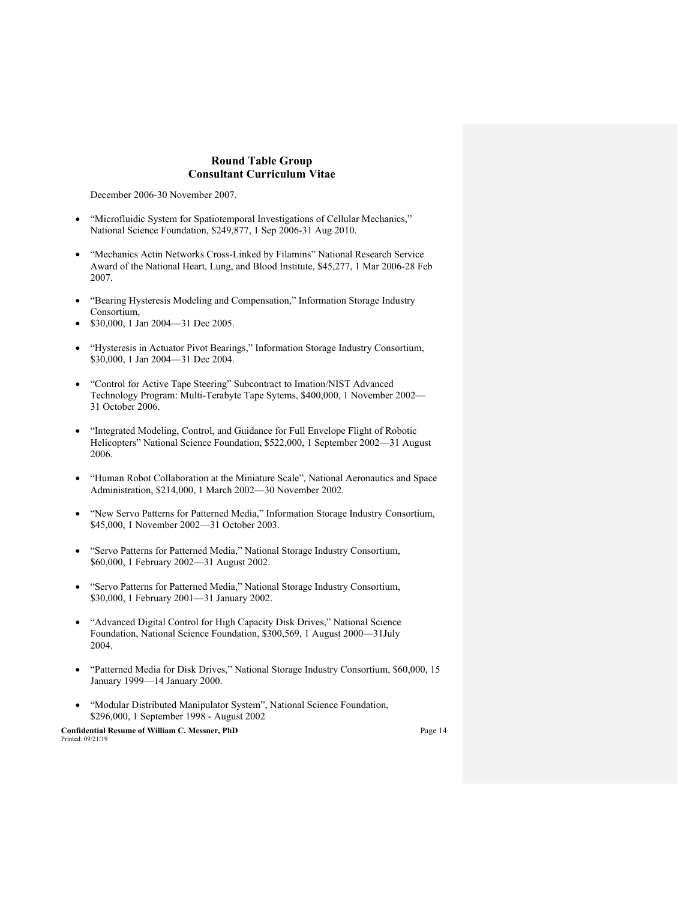December 2006-30 November 2007.

- “Microfluidic System for Spatiotemporal Investigations of Cellular Mechanics,” National Science Foundation, $249,877, 1 Sep 2006-31 Aug 2010.

- “Mechanics Actin Networks Cross-Linked by Filamins” National Research Service Award of the National Heart, Lung, and Blood Institute, $45,277, 1 Mar 2006-28 Feb 2007.

- “Bearing Hysteresis Modeling and Compensation,” Information Storage Industry Consortium,
- $30,000, 1 Jan 2004—31 Dec 2005.

- “Hysteresis in Actuator Pivot Bearings,” Information Storage Industry Consortium, $30,000, 1 Jan 2004—31 Dec 2004.

- “Control for Active Tape Steering” Subcontract to Imation/NIST Advanced Technology Program: Multi-Terabyte Tape Sytems, $400,000, 1 November 2002—31 October 2006.

- “Integrated Modeling, Control, and Guidance for Full Envelope Flight of Robotic Helicopters” National Science Foundation, $522,000, 1 September 2002—31 August 2006.

- “Human Robot Collaboration at the Miniature Scale”, National Aeronautics and Space Administration, $214,000, 1 March 2002—30 November 2002.

- “New Servo Patterns for Patterned Media,” Information Storage Industry Consortium, $45,000, 1 November 2002—31 October 2003.

- “Servo Patterns for Patterned Media,” National Storage Industry Consortium, $60,000, 1 February 2002—31 August 2002.

- “Servo Patterns for Patterned Media,” National Storage Industry Consortium, $30,000, 1 February 2001—31 January 2002.

- “Advanced Digital Control for High Capacity Disk Drives,” National Science Foundation, National Science Foundation, $300,569, 1 August 2000—31July 2004.

- “Patterned Media for Disk Drives,” National Storage Industry Consortium, $60,000, 15 January 1999—14 January 2000.

- “Modular Distributed Manipulator System”, National Science Foundation, $296,000, 1 September 1998 - August 2002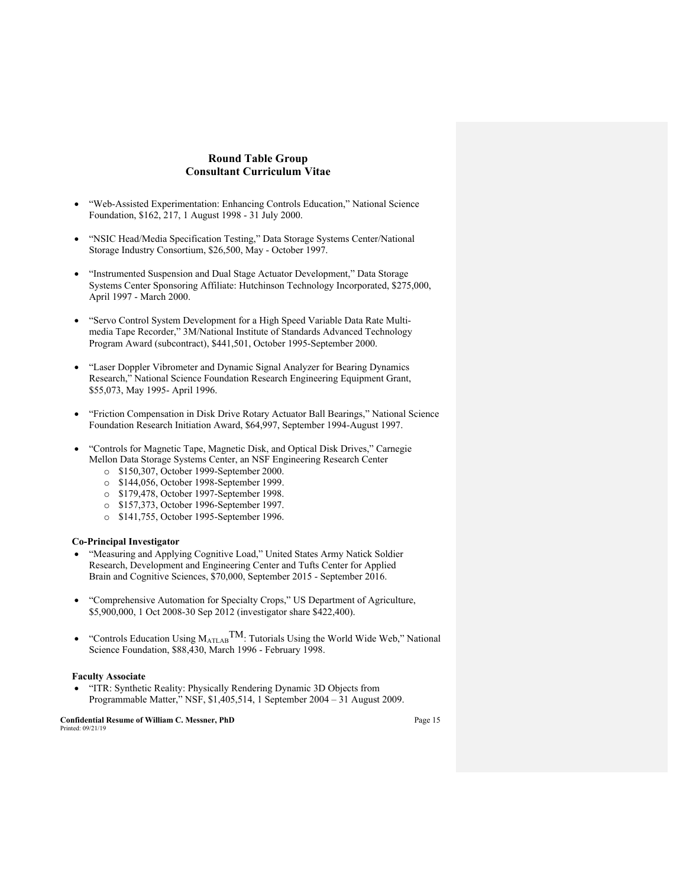- "Web-Assisted Experimentation: Enhancing Controls Education," National Science Foundation, $162, 217, 1 August 1998 - 31 July 2000.

- "NSIC Head/Media Specification Testing," Data Storage Systems Center/National Storage Industry Consortium, $26,500, May - October 1997.

- "Instrumented Suspension and Dual Stage Actuator Development," Data Storage Systems Center Sponsoring Affiliate: Hutchinson Technology Incorporated, $275,000, April 1997 - March 2000.

- "Servo Control System Development for a High Speed Variable Data Rate Multi-media Tape Recorder," 3M/National Institute of Standards Advanced Technology Program Award (subcontract), $441,501, October 1995-September 2000.

- "Laser Doppler Vibrometer and Dynamic Signal Analyzer for Bearing Dynamics Research," National Science Foundation Research Engineering Equipment Grant, $55,073, May 1995- April 1996.

- "Friction Compensation in Disk Drive Rotary Actuator Ball Bearings," National Science Foundation Research Initiation Award, $64,997, September 1994-August 1997.

- "Controls for Magnetic Tape, Magnetic Disk, and Optical Disk Drives," Carnegie Mellon Data Storage Systems Center, an NSF Engineering Research Center
  - $150,307, October 1999-September 2000.
  - $144,056, October 1998-September 1999.
  - $179,478, October 1997-September 1998.
  - $157,373, October 1996-September 1997.
  - $141,755, October 1995-September 1996.

**Co-Principal Investigator**

- "Measuring and Applying Cognitive Load," United States Army Natick Soldier Research, Development and Engineering Center and Tufts Center for Applied Brain and Cognitive Sciences, $70,000, September 2015 - September 2016.

- "Comprehensive Automation for Specialty Crops," US Department of Agriculture, $5,900,000, 1 Oct 2008-30 Sep 2012 (investigator share $422,400).

- "Controls Education Using MATLAB™: Tutorials Using the World Wide Web," National Science Foundation, $88,430, March 1996 - February 1998.

**Faculty Associate**

- "ITR: Synthetic Reality: Physically Rendering Dynamic 3D Objects from Programmable Matter," NSF, $1,405,514, 1 September 2004 – 31 August 2009.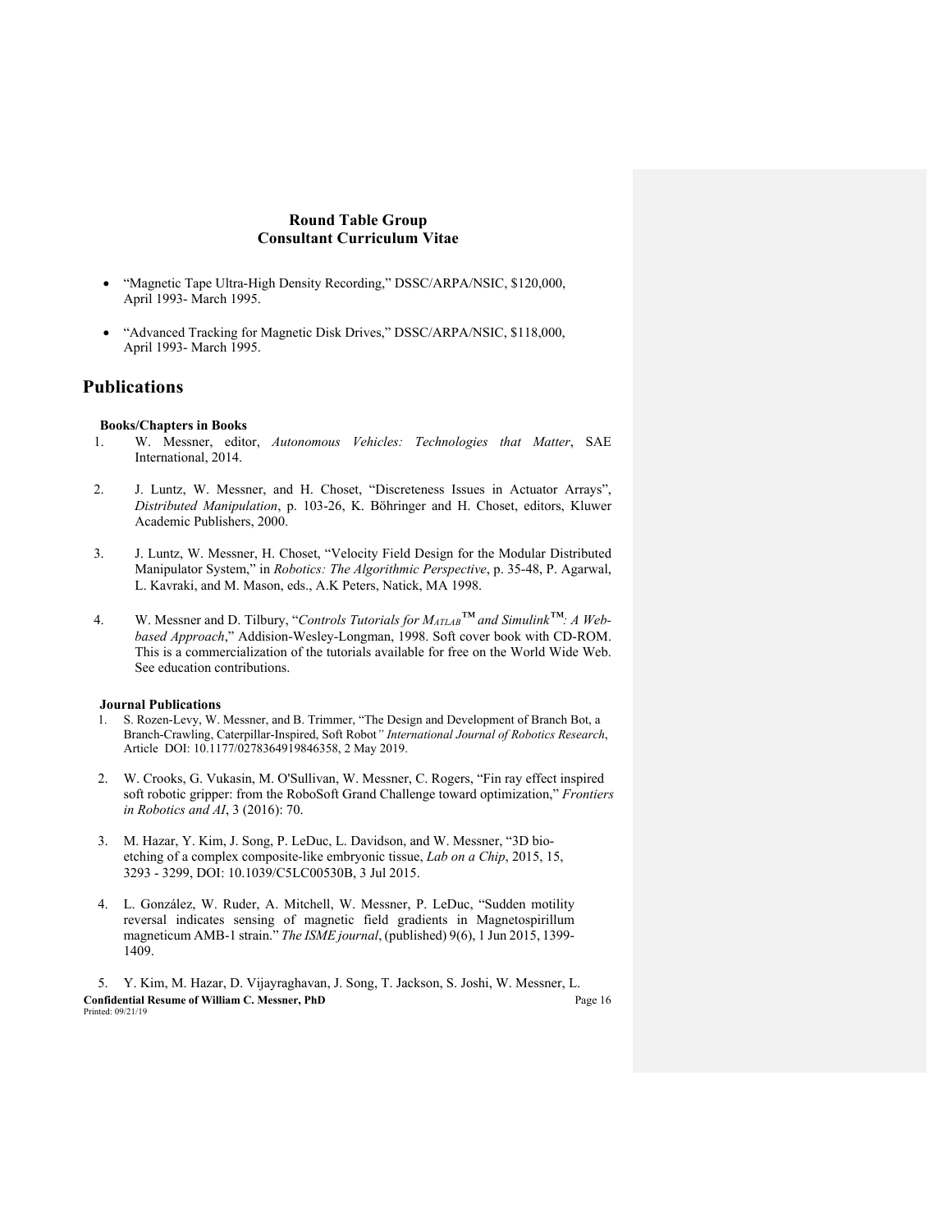- "Magnetic Tape Ultra-High Density Recording," DSSC/ARPA/NSIC, $120,000, April 1993- March 1995.

- "Advanced Tracking for Magnetic Disk Drives," DSSC/ARPA/NSIC, $118,000, April 1993- March 1995.

# Publications

### Books/Chapters in Books

1. W. Messner, editor, *Autonomous Vehicles: Technologies that Matter*, SAE International, 2014.

2. J. Luntz, W. Messner, and H. Choset, "Discreteness Issues in Actuator Arrays", *Distributed Manipulation*, p. 103-26, K. Böhringer and H. Choset, editors, Kluwer Academic Publishers, 2000.

3. J. Luntz, W. Messner, H. Choset, "Velocity Field Design for the Modular Distributed Manipulator System," in *Robotics: The Algorithmic Perspective*, p. 35-48, P. Agarwal, L. Kavraki, and M. Mason, eds., A.K Peters, Natick, MA 1998.

4. W. Messner and D. Tilbury, "*Controls Tutorials for MATLAB™ and Simulink™: A Web-based Approach*," Addision-Wesley-Longman, 1998. Soft cover book with CD-ROM. This is a commercialization of the tutorials available for free on the World Wide Web. See education contributions.

### Journal Publications

1. S. Rozen-Levy, W. Messner, and B. Trimmer, "The Design and Development of Branch Bot, a Branch-Crawling, Caterpillar-Inspired, Soft Robot*" International Journal of Robotics Research*, Article DOI: 10.1177/0278364919846358, 2 May 2019.

2. W. Crooks, G. Vukasin, M. O'Sullivan, W. Messner, C. Rogers, "Fin ray effect inspired soft robotic gripper: from the RoboSoft Grand Challenge toward optimization," *Frontiers in Robotics and AI*, 3 (2016): 70.

3. M. Hazar, Y. Kim, J. Song, P. LeDuc, L. Davidson, and W. Messner, "3D bio-etching of a complex composite-like embryonic tissue, *Lab on a Chip*, 2015, 15, 3293 - 3299, DOI: 10.1039/C5LC00530B, 3 Jul 2015.

4. L. González, W. Ruder, A. Mitchell, W. Messner, P. LeDuc, "Sudden motility reversal indicates sensing of magnetic field gradients in Magnetospirillum magneticum AMB-1 strain." *The ISME journal*, (published) 9(6), 1 Jun 2015, 1399-1409.

5. Y. Kim, M. Hazar, D. Vijayraghavan, J. Song, T. Jackson, S. Joshi, W. Messner, L.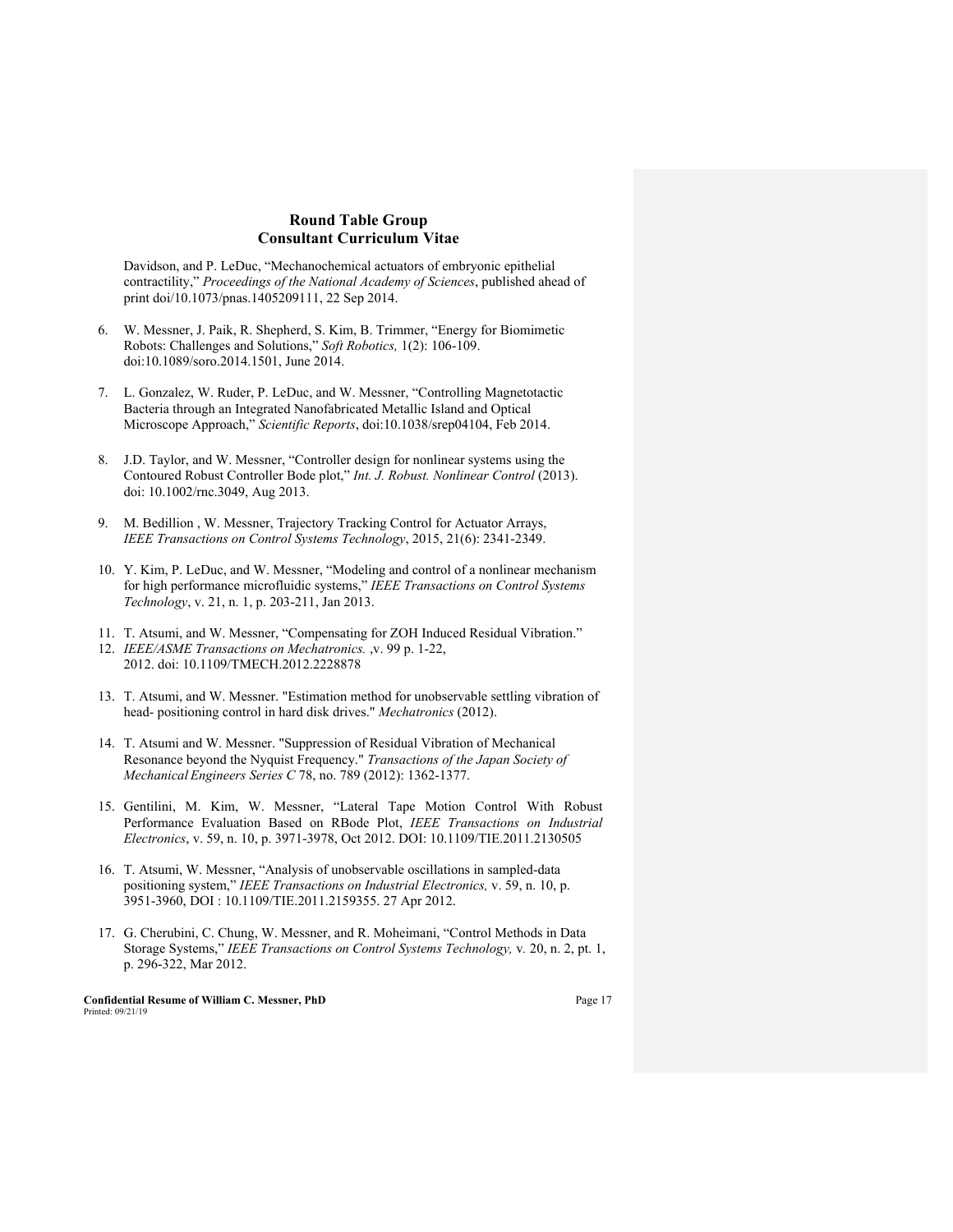Davidson, and P. LeDuc, "Mechanochemical actuators of embryonic epithelial contractility," *Proceedings of the National Academy of Sciences*, published ahead of print doi/10.1073/pnas.1405209111, 22 Sep 2014.

6. W. Messner, J. Paik, R. Shepherd, S. Kim, B. Trimmer, "Energy for Biomimetic Robots: Challenges and Solutions," *Soft Robotics,* 1(2): 106-109. doi:10.1089/soro.2014.1501, June 2014.

7. L. Gonzalez, W. Ruder, P. LeDuc, and W. Messner, "Controlling Magnetotactic Bacteria through an Integrated Nanofabricated Metallic Island and Optical Microscope Approach," *Scientific Reports*, doi:10.1038/srep04104, Feb 2014.

8. J.D. Taylor, and W. Messner, "Controller design for nonlinear systems using the Contoured Robust Controller Bode plot," *Int. J. Robust. Nonlinear Control* (2013). doi: 10.1002/rnc.3049, Aug 2013.

9. M. Bedillion , W. Messner, Trajectory Tracking Control for Actuator Arrays, *IEEE Transactions on Control Systems Technology*, 2015, 21(6): 2341-2349.

10. Y. Kim, P. LeDuc, and W. Messner, "Modeling and control of a nonlinear mechanism for high performance microfluidic systems," *IEEE Transactions on Control Systems Technology*, v. 21, n. 1, p. 203-211, Jan 2013.

11. T. Atsumi, and W. Messner, "Compensating for ZOH Induced Residual Vibration."
12. *IEEE/ASME Transactions on Mechatronics.* ,v. 99 p. 1-22, 2012. doi: 10.1109/TMECH.2012.2228878

13. T. Atsumi, and W. Messner. "Estimation method for unobservable settling vibration of head- positioning control in hard disk drives." *Mechatronics* (2012).

14. T. Atsumi and W. Messner. "Suppression of Residual Vibration of Mechanical Resonance beyond the Nyquist Frequency." *Transactions of the Japan Society of Mechanical Engineers Series C* 78, no. 789 (2012): 1362-1377.

15. Gentilini, M. Kim, W. Messner, "Lateral Tape Motion Control With Robust Performance Evaluation Based on RBode Plot, *IEEE Transactions on Industrial Electronics*, v. 59, n. 10, p. 3971-3978, Oct 2012. DOI: 10.1109/TIE.2011.2130505

16. T. Atsumi, W. Messner, "Analysis of unobservable oscillations in sampled-data positioning system," *IEEE Transactions on Industrial Electronics,* v. 59, n. 10, p. 3951-3960, DOI : 10.1109/TIE.2011.2159355. 27 Apr 2012.

17. G. Cherubini, C. Chung, W. Messner, and R. Moheimani, "Control Methods in Data Storage Systems," *IEEE Transactions on Control Systems Technology,* v. 20, n. 2, pt. 1, p. 296-322, Mar 2012.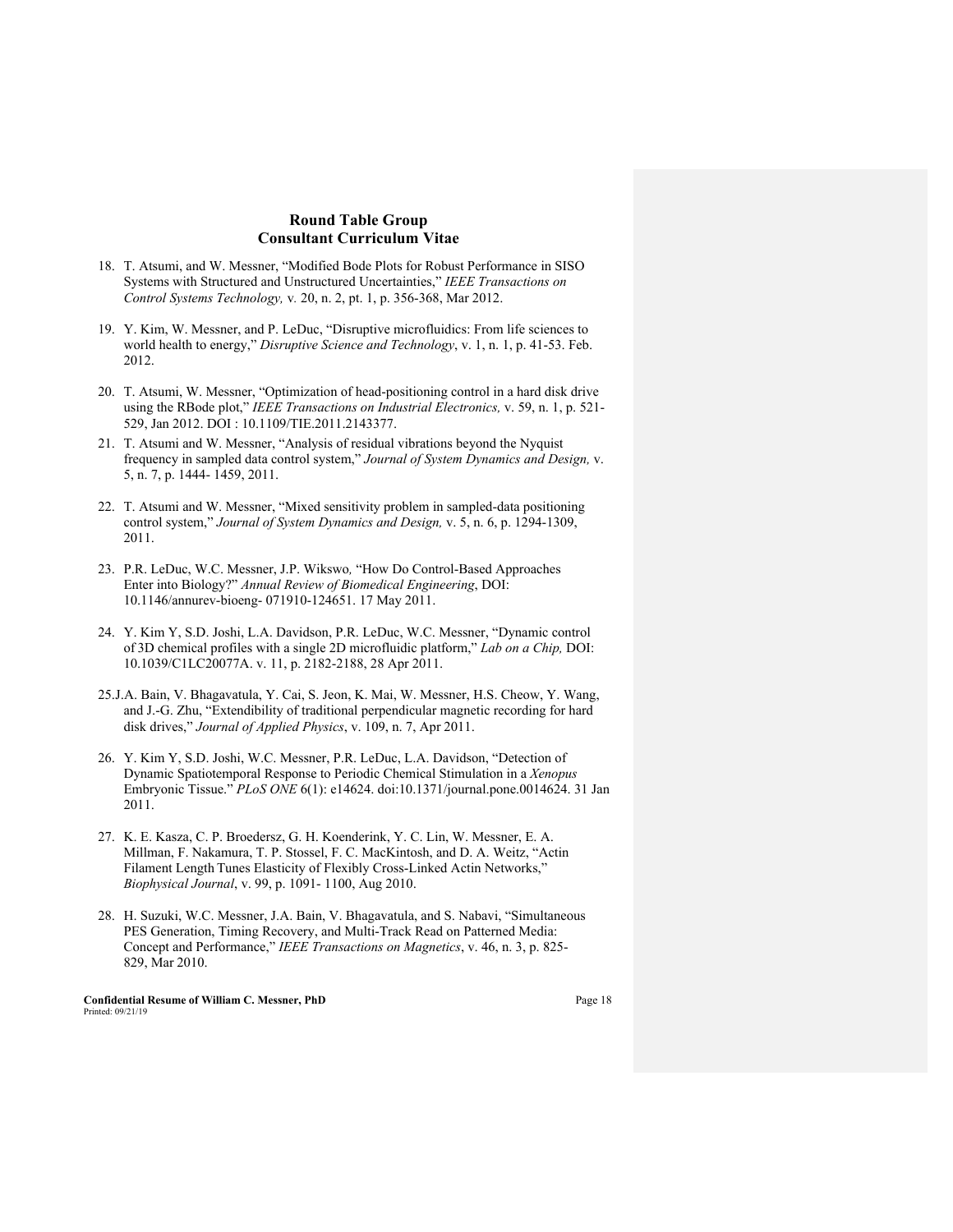18. T. Atsumi, and W. Messner, "Modified Bode Plots for Robust Performance in SISO Systems with Structured and Unstructured Uncertainties," *IEEE Transactions on Control Systems Technology,* v. 20, n. 2, pt. 1, p. 356-368, Mar 2012.

19. Y. Kim, W. Messner, and P. LeDuc, "Disruptive microfluidics: From life sciences to world health to energy," *Disruptive Science and Technology*, v. 1, n. 1, p. 41-53. Feb. 2012.

20. T. Atsumi, W. Messner, "Optimization of head-positioning control in a hard disk drive using the RBode plot," *IEEE Transactions on Industrial Electronics,* v. 59, n. 1, p. 521-529, Jan 2012. DOI : 10.1109/TIE.2011.2143377.

21. T. Atsumi and W. Messner, "Analysis of residual vibrations beyond the Nyquist frequency in sampled data control system," *Journal of System Dynamics and Design,* v. 5, n. 7, p. 1444- 1459, 2011.

22. T. Atsumi and W. Messner, "Mixed sensitivity problem in sampled-data positioning control system," *Journal of System Dynamics and Design,* v. 5, n. 6, p. 1294-1309, 2011.

23. P.R. LeDuc, W.C. Messner, J.P. Wikswo, "How Do Control-Based Approaches Enter into Biology?" *Annual Review of Biomedical Engineering*, DOI: 10.1146/annurev-bioeng- 071910-124651. 17 May 2011.

24. Y. Kim Y, S.D. Joshi, L.A. Davidson, P.R. LeDuc, W.C. Messner, "Dynamic control of 3D chemical profiles with a single 2D microfluidic platform," *Lab on a Chip,* DOI: 10.1039/C1LC20077A. v. 11, p. 2182-2188, 28 Apr 2011.

25. J.A. Bain, V. Bhagavatula, Y. Cai, S. Jeon, K. Mai, W. Messner, H.S. Cheow, Y. Wang, and J.-G. Zhu, "Extendibility of traditional perpendicular magnetic recording for hard disk drives," *Journal of Applied Physics*, v. 109, n. 7, Apr 2011.

26. Y. Kim Y, S.D. Joshi, W.C. Messner, P.R. LeDuc, L.A. Davidson, "Detection of Dynamic Spatiotemporal Response to Periodic Chemical Stimulation in a *Xenopus* Embryonic Tissue." *PLoS ONE* 6(1): e14624. doi:10.1371/journal.pone.0014624. 31 Jan 2011.

27. K. E. Kasza, C. P. Broedersz, G. H. Koenderink, Y. C. Lin, W. Messner, E. A. Millman, F. Nakamura, T. P. Stossel, F. C. MacKintosh, and D. A. Weitz, "Actin Filament Length Tunes Elasticity of Flexibly Cross-Linked Actin Networks," *Biophysical Journal*, v. 99, p. 1091- 1100, Aug 2010.

28. H. Suzuki, W.C. Messner, J.A. Bain, V. Bhagavatula, and S. Nabavi, "Simultaneous PES Generation, Timing Recovery, and Multi-Track Read on Patterned Media: Concept and Performance," *IEEE Transactions on Magnetics*, v. 46, n. 3, p. 825-829, Mar 2010.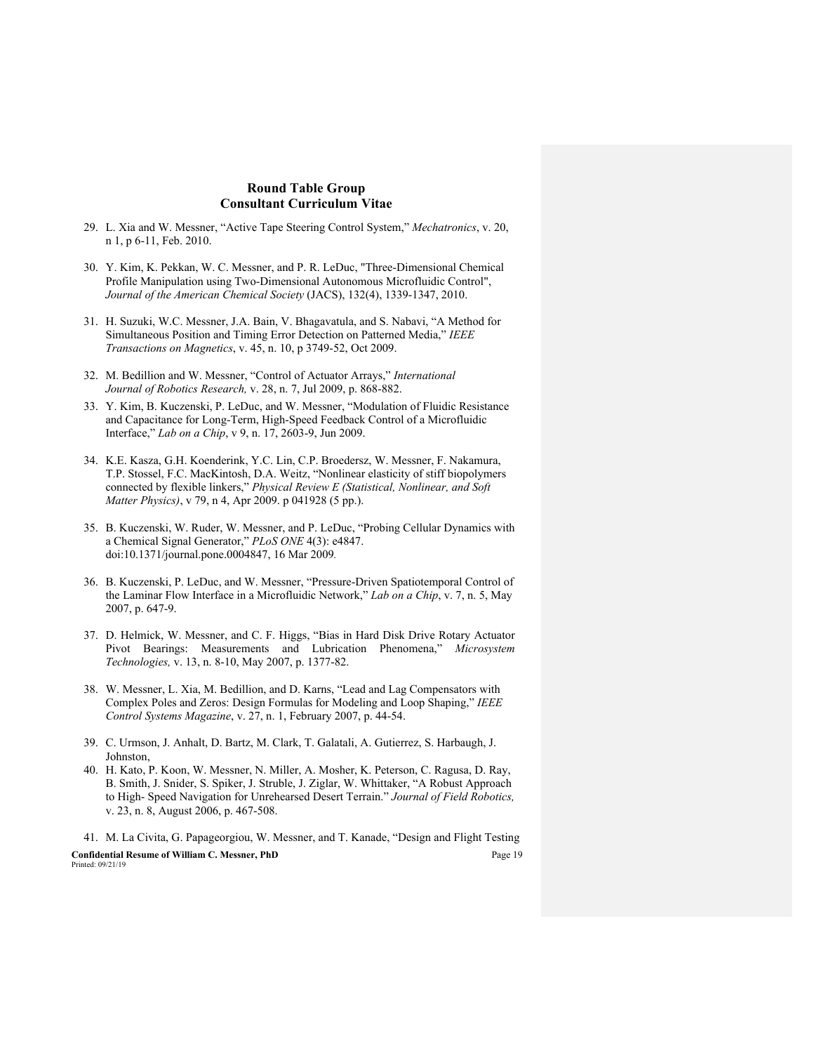29. L. Xia and W. Messner, "Active Tape Steering Control System," *Mechatronics*, v. 20, n 1, p 6-11, Feb. 2010.

30. Y. Kim, K. Pekkan, W. C. Messner, and P. R. LeDuc, "Three-Dimensional Chemical Profile Manipulation using Two-Dimensional Autonomous Microfluidic Control", *Journal of the American Chemical Society* (JACS), 132(4), 1339-1347, 2010.

31. H. Suzuki, W.C. Messner, J.A. Bain, V. Bhagavatula, and S. Nabavi, "A Method for Simultaneous Position and Timing Error Detection on Patterned Media," *IEEE Transactions on Magnetics*, v. 45, n. 10, p 3749-52, Oct 2009.

32. M. Bedillion and W. Messner, "Control of Actuator Arrays," *International Journal of Robotics Research,* v. 28, n. 7, Jul 2009, p. 868-882.

33. Y. Kim, B. Kuczenski, P. LeDuc, and W. Messner, "Modulation of Fluidic Resistance and Capacitance for Long-Term, High-Speed Feedback Control of a Microfluidic Interface," *Lab on a Chip*, v 9, n. 17, 2603-9, Jun 2009.

34. K.E. Kasza, G.H. Koenderink, Y.C. Lin, C.P. Broedersz, W. Messner, F. Nakamura, T.P. Stossel, F.C. MacKintosh, D.A. Weitz, "Nonlinear elasticity of stiff biopolymers connected by flexible linkers," *Physical Review E (Statistical, Nonlinear, and Soft Matter Physics)*, v 79, n 4, Apr 2009. p 041928 (5 pp.).

35. B. Kuczenski, W. Ruder, W. Messner, and P. LeDuc, "Probing Cellular Dynamics with a Chemical Signal Generator," *PLoS ONE* 4(3): e4847. doi:10.1371/journal.pone.0004847, 16 Mar 2009.

36. B. Kuczenski, P. LeDuc, and W. Messner, "Pressure-Driven Spatiotemporal Control of the Laminar Flow Interface in a Microfluidic Network," *Lab on a Chip*, v. 7, n. 5, May 2007, p. 647-9.

37. D. Helmick, W. Messner, and C. F. Higgs, "Bias in Hard Disk Drive Rotary Actuator Pivot Bearings: Measurements and Lubrication Phenomena," *Microsystem Technologies,* v. 13, n. 8-10, May 2007, p. 1377-82.

38. W. Messner, L. Xia, M. Bedillion, and D. Karns, "Lead and Lag Compensators with Complex Poles and Zeros: Design Formulas for Modeling and Loop Shaping," *IEEE Control Systems Magazine*, v. 27, n. 1, February 2007, p. 44-54.

39. C. Urmson, J. Anhalt, D. Bartz, M. Clark, T. Galatali, A. Gutierrez, S. Harbaugh, J. Johnston,

40. H. Kato, P. Koon, W. Messner, N. Miller, A. Mosher, K. Peterson, C. Ragusa, D. Ray, B. Smith, J. Snider, S. Spiker, J. Struble, J. Ziglar, W. Whittaker, "A Robust Approach to High- Speed Navigation for Unrehearsed Desert Terrain." *Journal of Field Robotics,* v. 23, n. 8, August 2006, p. 467-508.

41. M. La Civita, G. Papageorgiou, W. Messner, and T. Kanade, "Design and Flight Testing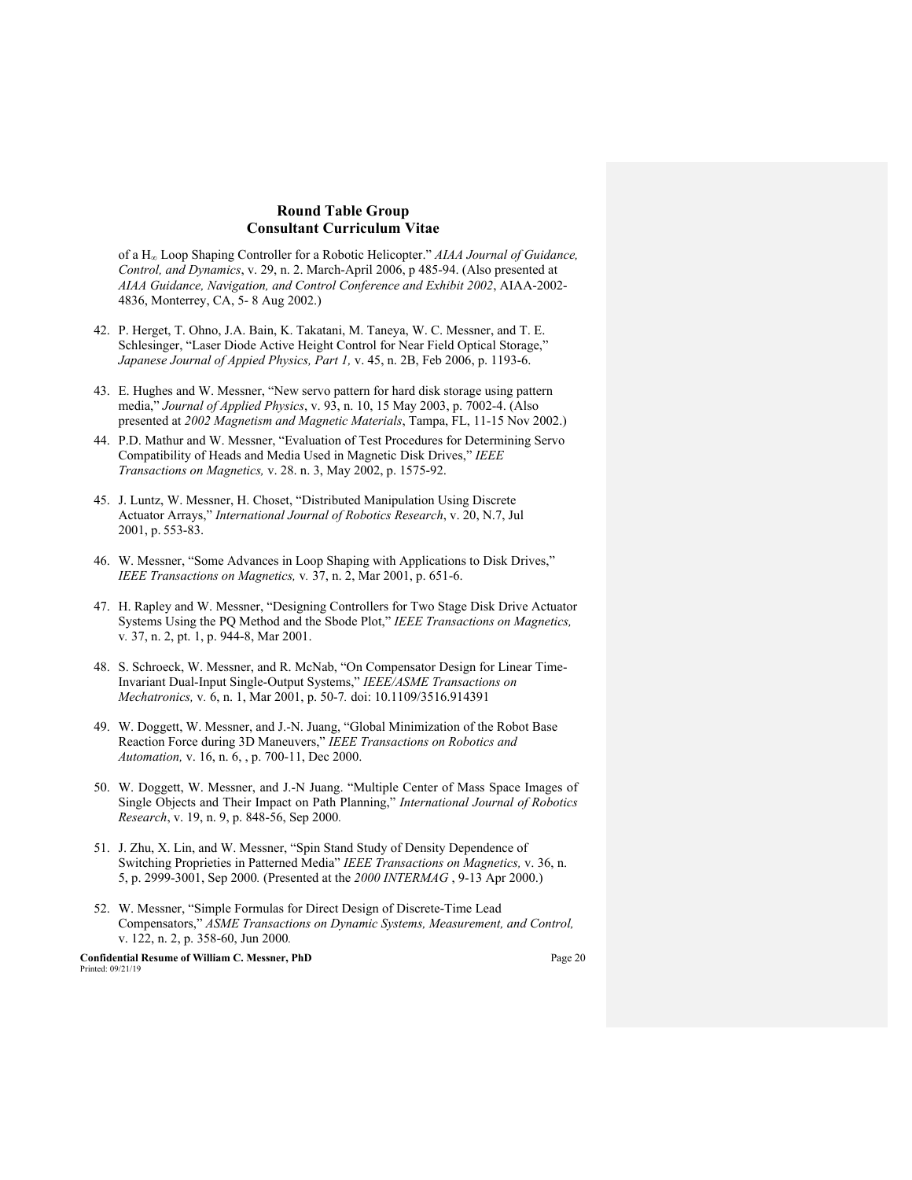of a $H_\infty$ Loop Shaping Controller for a Robotic Helicopter." *AIAA Journal of Guidance, Control, and Dynamics*, v. 29, n. 2. March-April 2006, p 485-94. (Also presented at *AIAA Guidance, Navigation, and Control Conference and Exhibit 2002*, AIAA-2002-4836, Monterrey, CA, 5- 8 Aug 2002.)

42. P. Herget, T. Ohno, J.A. Bain, K. Takatani, M. Taneya, W. C. Messner, and T. E. Schlesinger, "Laser Diode Active Height Control for Near Field Optical Storage," *Japanese Journal of Appied Physics, Part 1,* v. 45, n. 2B, Feb 2006, p. 1193-6.

43. E. Hughes and W. Messner, "New servo pattern for hard disk storage using pattern media," *Journal of Applied Physics*, v. 93, n. 10, 15 May 2003, p. 7002-4. (Also presented at *2002 Magnetism and Magnetic Materials*, Tampa, FL, 11-15 Nov 2002.)

44. P.D. Mathur and W. Messner, "Evaluation of Test Procedures for Determining Servo Compatibility of Heads and Media Used in Magnetic Disk Drives," *IEEE Transactions on Magnetics,* v. 28. n. 3, May 2002, p. 1575-92.

45. J. Luntz, W. Messner, H. Choset, "Distributed Manipulation Using Discrete Actuator Arrays," *International Journal of Robotics Research*, v. 20, N.7, Jul 2001, p. 553-83.

46. W. Messner, "Some Advances in Loop Shaping with Applications to Disk Drives," *IEEE Transactions on Magnetics,* v. 37, n. 2, Mar 2001, p. 651-6.

47. H. Rapley and W. Messner, "Designing Controllers for Two Stage Disk Drive Actuator Systems Using the PQ Method and the Sbode Plot," *IEEE Transactions on Magnetics,* v. 37, n. 2, pt. 1, p. 944-8, Mar 2001.

48. S. Schroeck, W. Messner, and R. McNab, "On Compensator Design for Linear Time-Invariant Dual-Input Single-Output Systems," *IEEE/ASME Transactions on Mechatronics,* v. 6, n. 1, Mar 2001, p. 50-7. doi: 10.1109/3516.914391

49. W. Doggett, W. Messner, and J.-N. Juang, "Global Minimization of the Robot Base Reaction Force during 3D Maneuvers," *IEEE Transactions on Robotics and Automation,* v. 16, n. 6, , p. 700-11, Dec 2000.

50. W. Doggett, W. Messner, and J.-N Juang. "Multiple Center of Mass Space Images of Single Objects and Their Impact on Path Planning," *International Journal of Robotics Research*, v. 19, n. 9, p. 848-56, Sep 2000.

51. J. Zhu, X. Lin, and W. Messner, "Spin Stand Study of Density Dependence of Switching Proprieties in Patterned Media" *IEEE Transactions on Magnetics,* v. 36, n. 5, p. 2999-3001, Sep 2000. (Presented at the *2000 INTERMAG* , 9-13 Apr 2000.)

52. W. Messner, "Simple Formulas for Direct Design of Discrete-Time Lead Compensators," *ASME Transactions on Dynamic Systems, Measurement, and Control,* v. 122, n. 2, p. 358-60, Jun 2000.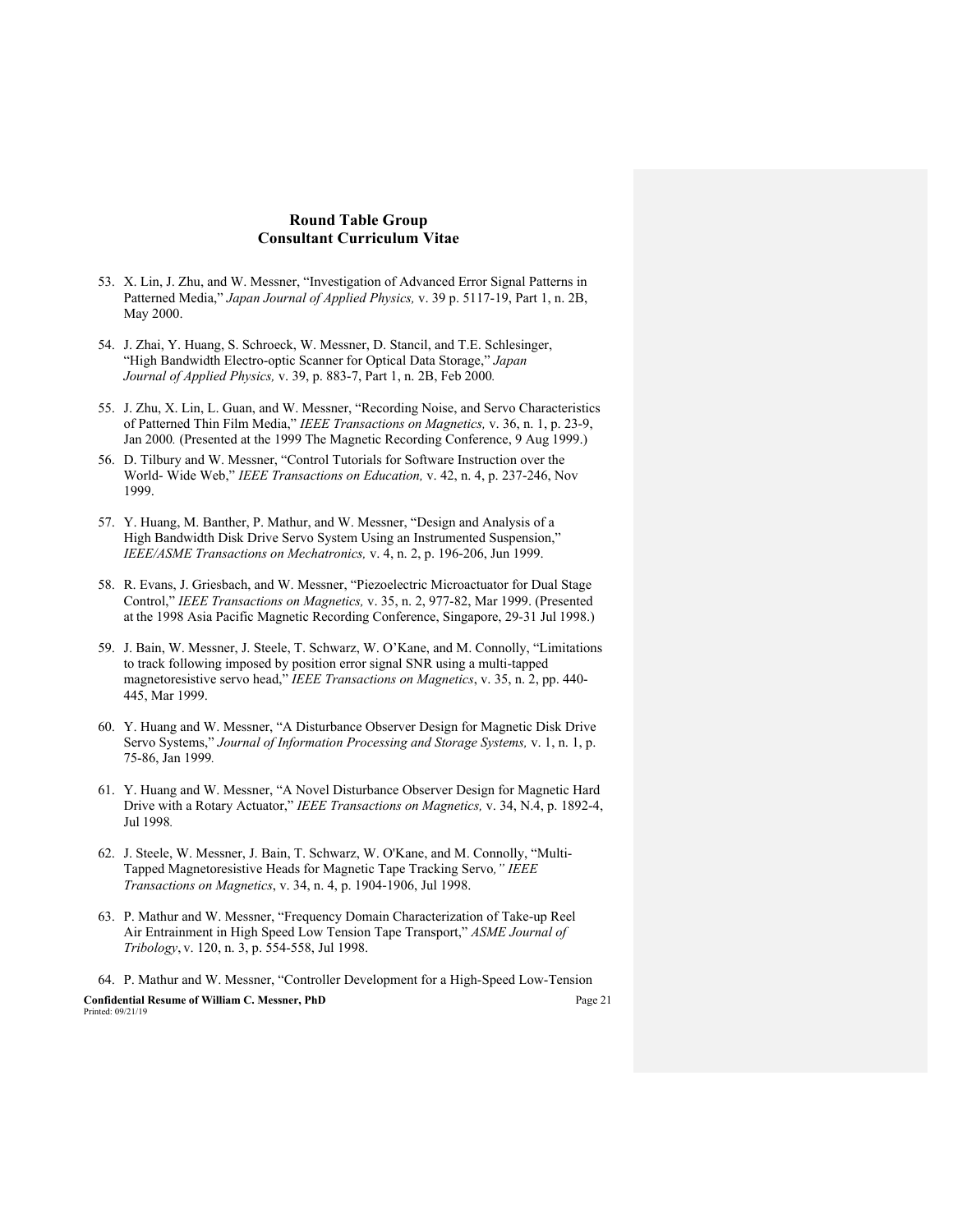53. X. Lin, J. Zhu, and W. Messner, "Investigation of Advanced Error Signal Patterns in Patterned Media," *Japan Journal of Applied Physics,* v. 39 p. 5117-19, Part 1, n. 2B, May 2000.

54. J. Zhai, Y. Huang, S. Schroeck, W. Messner, D. Stancil, and T.E. Schlesinger, "High Bandwidth Electro-optic Scanner for Optical Data Storage," *Japan Journal of Applied Physics,* v. 39, p. 883-7, Part 1, n. 2B, Feb 2000*.*

55. J. Zhu, X. Lin, L. Guan, and W. Messner, "Recording Noise, and Servo Characteristics of Patterned Thin Film Media," *IEEE Transactions on Magnetics,* v. 36, n. 1, p. 23-9, Jan 2000*.* (Presented at the 1999 The Magnetic Recording Conference, 9 Aug 1999.)

56. D. Tilbury and W. Messner, "Control Tutorials for Software Instruction over the World- Wide Web," *IEEE Transactions on Education,* v. 42, n. 4, p. 237-246, Nov 1999.

57. Y. Huang, M. Banther, P. Mathur, and W. Messner, "Design and Analysis of a High Bandwidth Disk Drive Servo System Using an Instrumented Suspension," *IEEE/ASME Transactions on Mechatronics,* v. 4, n. 2, p. 196-206, Jun 1999.

58. R. Evans, J. Griesbach, and W. Messner, "Piezoelectric Microactuator for Dual Stage Control," *IEEE Transactions on Magnetics,* v. 35, n. 2, 977-82, Mar 1999. (Presented at the 1998 Asia Pacific Magnetic Recording Conference, Singapore, 29-31 Jul 1998.)

59. J. Bain, W. Messner, J. Steele, T. Schwarz, W. O'Kane, and M. Connolly, "Limitations to track following imposed by position error signal SNR using a multi-tapped magnetoresistive servo head," *IEEE Transactions on Magnetics*, v. 35, n. 2, pp. 440-445, Mar 1999.

60. Y. Huang and W. Messner, "A Disturbance Observer Design for Magnetic Disk Drive Servo Systems," *Journal of Information Processing and Storage Systems,* v. 1, n. 1, p. 75-86, Jan 1999*.*

61. Y. Huang and W. Messner, "A Novel Disturbance Observer Design for Magnetic Hard Drive with a Rotary Actuator," *IEEE Transactions on Magnetics,* v. 34, N.4, p. 1892-4, Jul 1998*.*

62. J. Steele, W. Messner, J. Bain, T. Schwarz, W. O'Kane, and M. Connolly, "Multi-Tapped Magnetoresistive Heads for Magnetic Tape Tracking Servo*," IEEE Transactions on Magnetics*, v. 34, n. 4, p. 1904-1906, Jul 1998.

63. P. Mathur and W. Messner, "Frequency Domain Characterization of Take-up Reel Air Entrainment in High Speed Low Tension Tape Transport," *ASME Journal of Tribology*, v. 120, n. 3, p. 554-558, Jul 1998.

64. P. Mathur and W. Messner, "Controller Development for a High-Speed Low-Tension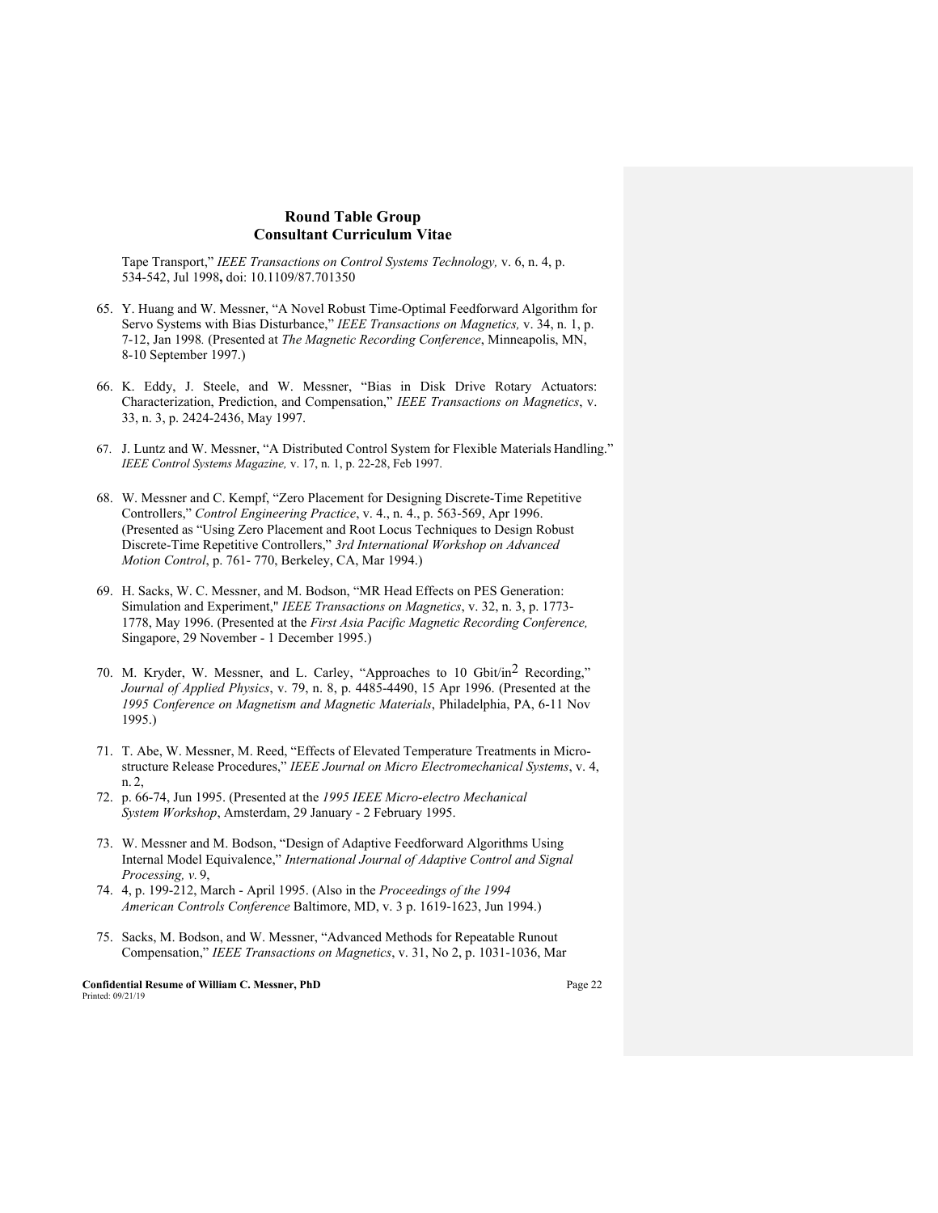Tape Transport," *IEEE Transactions on Control Systems Technology,* v. 6, n. 4, p. 534-542, Jul 1998**,** doi: 10.1109/87.701350

65. Y. Huang and W. Messner, "A Novel Robust Time-Optimal Feedforward Algorithm for Servo Systems with Bias Disturbance," *IEEE Transactions on Magnetics,* v. 34, n. 1, p. 7-12, Jan 1998*.* (Presented at *The Magnetic Recording Conference*, Minneapolis, MN, 8-10 September 1997.)

66. K. Eddy, J. Steele, and W. Messner, "Bias in Disk Drive Rotary Actuators: Characterization, Prediction, and Compensation," *IEEE Transactions on Magnetics*, v. 33, n. 3, p. 2424-2436, May 1997.

67. J. Luntz and W. Messner, "A Distributed Control System for Flexible Materials Handling." *IEEE Control Systems Magazine,* v. 17, n. 1, p. 22-28, Feb 1997.

68. W. Messner and C. Kempf, "Zero Placement for Designing Discrete-Time Repetitive Controllers," *Control Engineering Practice*, v. 4., n. 4., p. 563-569, Apr 1996. (Presented as "Using Zero Placement and Root Locus Techniques to Design Robust Discrete-Time Repetitive Controllers," *3rd International Workshop on Advanced Motion Control*, p. 761- 770, Berkeley, CA, Mar 1994.)

69. H. Sacks, W. C. Messner, and M. Bodson, "MR Head Effects on PES Generation: Simulation and Experiment," *IEEE Transactions on Magnetics*, v. 32, n. 3, p. 1773-1778, May 1996. (Presented at the *First Asia Pacific Magnetic Recording Conference,* Singapore, 29 November - 1 December 1995.)

70. M. Kryder, W. Messner, and L. Carley, "Approaches to 10 Gbit/in$^2$ Recording," *Journal of Applied Physics*, v. 79, n. 8, p. 4485-4490, 15 Apr 1996. (Presented at the *1995 Conference on Magnetism and Magnetic Materials*, Philadelphia, PA, 6-11 Nov 1995.)

71. T. Abe, W. Messner, M. Reed, "Effects of Elevated Temperature Treatments in Micro-structure Release Procedures," *IEEE Journal on Micro Electromechanical Systems*, v. 4, n. 2,
72. p. 66-74, Jun 1995. (Presented at the *1995 IEEE Micro-electro Mechanical System Workshop*, Amsterdam, 29 January - 2 February 1995.

73. W. Messner and M. Bodson, "Design of Adaptive Feedforward Algorithms Using Internal Model Equivalence," *International Journal of Adaptive Control and Signal Processing, v.* 9,
74. 4, p. 199-212, March - April 1995. (Also in the *Proceedings of the 1994 American Controls Conference* Baltimore, MD, v. 3 p. 1619-1623, Jun 1994.)

75. Sacks, M. Bodson, and W. Messner, "Advanced Methods for Repeatable Runout Compensation," *IEEE Transactions on Magnetics*, v. 31, No 2, p. 1031-1036, Mar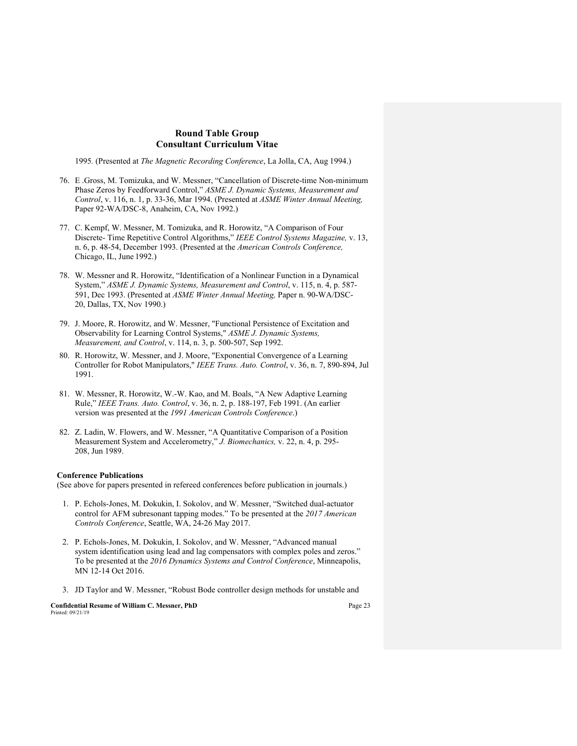1995. (Presented at *The Magnetic Recording Conference*, La Jolla, CA, Aug 1994.)

76. E .Gross, M. Tomizuka, and W. Messner, "Cancellation of Discrete-time Non-minimum Phase Zeros by Feedforward Control," *ASME J. Dynamic Systems, Measurement and Control*, v. 116, n. 1, p. 33-36, Mar 1994. (Presented at *ASME Winter Annual Meeting,* Paper 92-WA/DSC-8, Anaheim, CA, Nov 1992.)

77. C. Kempf, W. Messner, M. Tomizuka, and R. Horowitz, "A Comparison of Four Discrete- Time Repetitive Control Algorithms," *IEEE Control Systems Magazine,* v. 13, n. 6, p. 48-54, December 1993. (Presented at the *American Controls Conference,* Chicago, IL, June 1992.)

78. W. Messner and R. Horowitz, "Identification of a Nonlinear Function in a Dynamical System," *ASME J. Dynamic Systems, Measurement and Control*, v. 115, n. 4, p. 587-591, Dec 1993. (Presented at *ASME Winter Annual Meeting,* Paper n. 90-WA/DSC-20, Dallas, TX, Nov 1990.)

79. J. Moore, R. Horowitz, and W. Messner, "Functional Persistence of Excitation and Observability for Learning Control Systems," *ASME J. Dynamic Systems, Measurement, and Control*, v. 114, n. 3, p. 500-507, Sep 1992.

80. R. Horowitz, W. Messner, and J. Moore, "Exponential Convergence of a Learning Controller for Robot Manipulators," *IEEE Trans. Auto. Control*, v. 36, n. 7, 890-894, Jul 1991.

81. W. Messner, R. Horowitz, W.-W. Kao, and M. Boals, "A New Adaptive Learning Rule," *IEEE Trans. Auto. Control*, v. 36, n. 2, p. 188-197, Feb 1991. (An earlier version was presented at the *1991 American Controls Conference*.)

82. Z. Ladin, W. Flowers, and W. Messner, "A Quantitative Comparison of a Position Measurement System and Accelerometry," *J. Biomechanics,* v. 22, n. 4, p. 295-208, Jun 1989.

**Conference Publications**

(See above for papers presented in refereed conferences before publication in journals.)

1. P. Echols-Jones, M. Dokukin, I. Sokolov, and W. Messner, "Switched dual-actuator control for AFM subresonant tapping modes." To be presented at the *2017 American Controls Conference*, Seattle, WA, 24-26 May 2017.

2. P. Echols-Jones, M. Dokukin, I. Sokolov, and W. Messner, "Advanced manual system identification using lead and lag compensators with complex poles and zeros." To be presented at the *2016 Dynamics Systems and Control Conference*, Minneapolis, MN 12-14 Oct 2016.

3. JD Taylor and W. Messner, "Robust Bode controller design methods for unstable and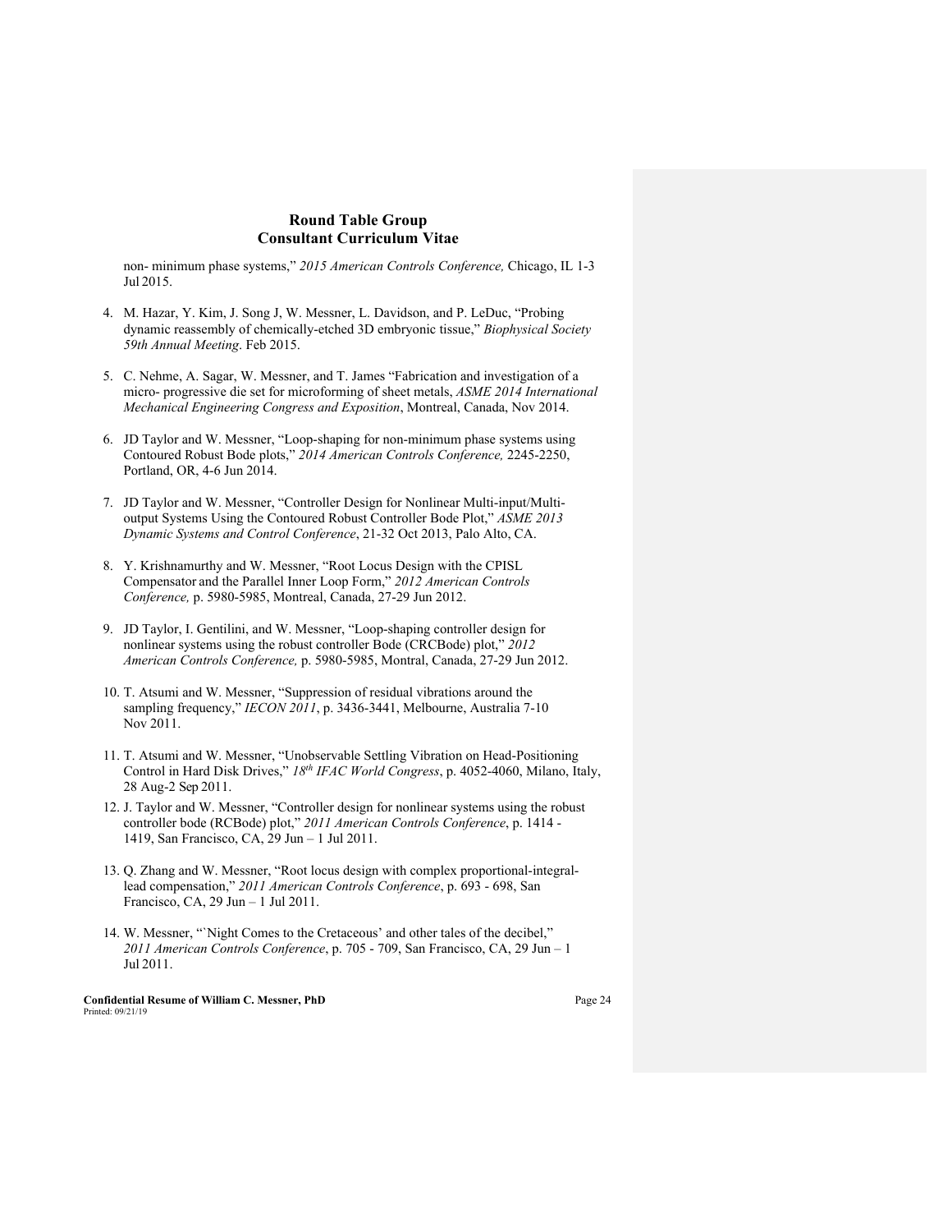non- minimum phase systems," *2015 American Controls Conference,* Chicago, IL 1-3 Jul 2015.

4. M. Hazar, Y. Kim, J. Song J, W. Messner, L. Davidson, and P. LeDuc, "Probing dynamic reassembly of chemically-etched 3D embryonic tissue," *Biophysical Society 59th Annual Meeting*. Feb 2015.

5. C. Nehme, A. Sagar, W. Messner, and T. James "Fabrication and investigation of a micro- progressive die set for microforming of sheet metals, *ASME 2014 International Mechanical Engineering Congress and Exposition*, Montreal, Canada, Nov 2014.

6. JD Taylor and W. Messner, "Loop-shaping for non-minimum phase systems using Contoured Robust Bode plots," *2014 American Controls Conference,* 2245-2250, Portland, OR, 4-6 Jun 2014.

7. JD Taylor and W. Messner, "Controller Design for Nonlinear Multi-input/Multi-output Systems Using the Contoured Robust Controller Bode Plot," *ASME 2013 Dynamic Systems and Control Conference*, 21-32 Oct 2013, Palo Alto, CA.

8. Y. Krishnamurthy and W. Messner, "Root Locus Design with the CPISL Compensator and the Parallel Inner Loop Form," *2012 American Controls Conference,* p. 5980-5985, Montreal, Canada, 27-29 Jun 2012.

9. JD Taylor, I. Gentilini, and W. Messner, "Loop-shaping controller design for nonlinear systems using the robust controller Bode (CRCBode) plot," *2012 American Controls Conference,* p. 5980-5985, Montral, Canada, 27-29 Jun 2012.

10. T. Atsumi and W. Messner, "Suppression of residual vibrations around the sampling frequency," *IECON 2011*, p. 3436-3441, Melbourne, Australia 7-10 Nov 2011.

11. T. Atsumi and W. Messner, "Unobservable Settling Vibration on Head-Positioning Control in Hard Disk Drives," *18th IFAC World Congress*, p. 4052-4060, Milano, Italy, 28 Aug-2 Sep 2011.

12. J. Taylor and W. Messner, "Controller design for nonlinear systems using the robust controller bode (RCBode) plot," *2011 American Controls Conference*, p. 1414 - 1419, San Francisco, CA, 29 Jun – 1 Jul 2011.

13. Q. Zhang and W. Messner, "Root locus design with complex proportional-integral-lead compensation," *2011 American Controls Conference*, p. 693 - 698, San Francisco, CA, 29 Jun – 1 Jul 2011.

14. W. Messner, "`Night Comes to the Cretaceous' and other tales of the decibel," *2011 American Controls Conference*, p. 705 - 709, San Francisco, CA, 29 Jun – 1 Jul 2011.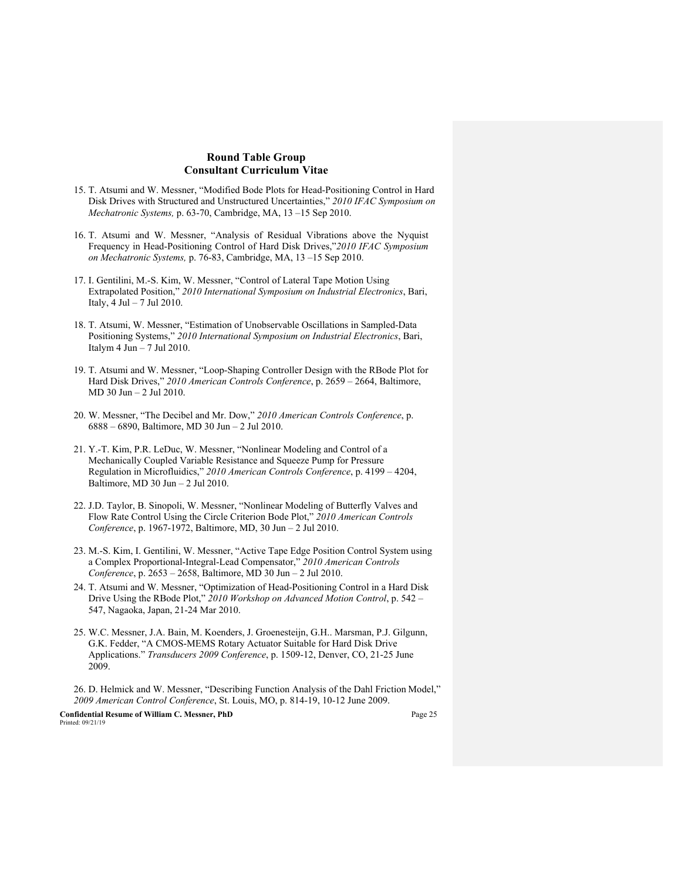15. T. Atsumi and W. Messner, “Modified Bode Plots for Head-Positioning Control in Hard Disk Drives with Structured and Unstructured Uncertainties,” *2010 IFAC Symposium on Mechatronic Systems,* p. 63-70, Cambridge, MA, 13 –15 Sep 2010.

16. T. Atsumi and W. Messner, “Analysis of Residual Vibrations above the Nyquist Frequency in Head-Positioning Control of Hard Disk Drives,”*2010 IFAC Symposium on Mechatronic Systems,* p. 76-83, Cambridge, MA, 13 –15 Sep 2010.

17. I. Gentilini, M.-S. Kim, W. Messner, “Control of Lateral Tape Motion Using Extrapolated Position,” *2010 International Symposium on Industrial Electronics*, Bari, Italy, 4 Jul – 7 Jul 2010.

18. T. Atsumi, W. Messner, “Estimation of Unobservable Oscillations in Sampled-Data Positioning Systems,” *2010 International Symposium on Industrial Electronics*, Bari, Italym 4 Jun – 7 Jul 2010.

19. T. Atsumi and W. Messner, “Loop-Shaping Controller Design with the RBode Plot for Hard Disk Drives,” *2010 American Controls Conference*, p. 2659 – 2664, Baltimore, MD 30 Jun – 2 Jul 2010.

20. W. Messner, “The Decibel and Mr. Dow,” *2010 American Controls Conference*, p. 6888 – 6890, Baltimore, MD 30 Jun – 2 Jul 2010.

21. Y.-T. Kim, P.R. LeDuc, W. Messner, “Nonlinear Modeling and Control of a Mechanically Coupled Variable Resistance and Squeeze Pump for Pressure Regulation in Microfluidics,” *2010 American Controls Conference*, p. 4199 – 4204, Baltimore, MD 30 Jun – 2 Jul 2010.

22. J.D. Taylor, B. Sinopoli, W. Messner, “Nonlinear Modeling of Butterfly Valves and Flow Rate Control Using the Circle Criterion Bode Plot,” *2010 American Controls Conference*, p. 1967-1972, Baltimore, MD, 30 Jun – 2 Jul 2010.

23. M.-S. Kim, I. Gentilini, W. Messner, “Active Tape Edge Position Control System using a Complex Proportional-Integral-Lead Compensator,” *2010 American Controls Conference*, p. 2653 – 2658, Baltimore, MD 30 Jun – 2 Jul 2010.

24. T. Atsumi and W. Messner, “Optimization of Head-Positioning Control in a Hard Disk Drive Using the RBode Plot,” *2010 Workshop on Advanced Motion Control*, p. 542 – 547, Nagaoka, Japan, 21-24 Mar 2010.

25. W.C. Messner, J.A. Bain, M. Koenders, J. Groenesteijn, G.H.. Marsman, P.J. Gilgunn, G.K. Fedder, “A CMOS-MEMS Rotary Actuator Suitable for Hard Disk Drive Applications.” *Transducers 2009 Conference*, p. 1509-12, Denver, CO, 21-25 June 2009.

26. D. Helmick and W. Messner, “Describing Function Analysis of the Dahl Friction Model,” *2009 American Control Conference*, St. Louis, MO, p. 814-19, 10-12 June 2009.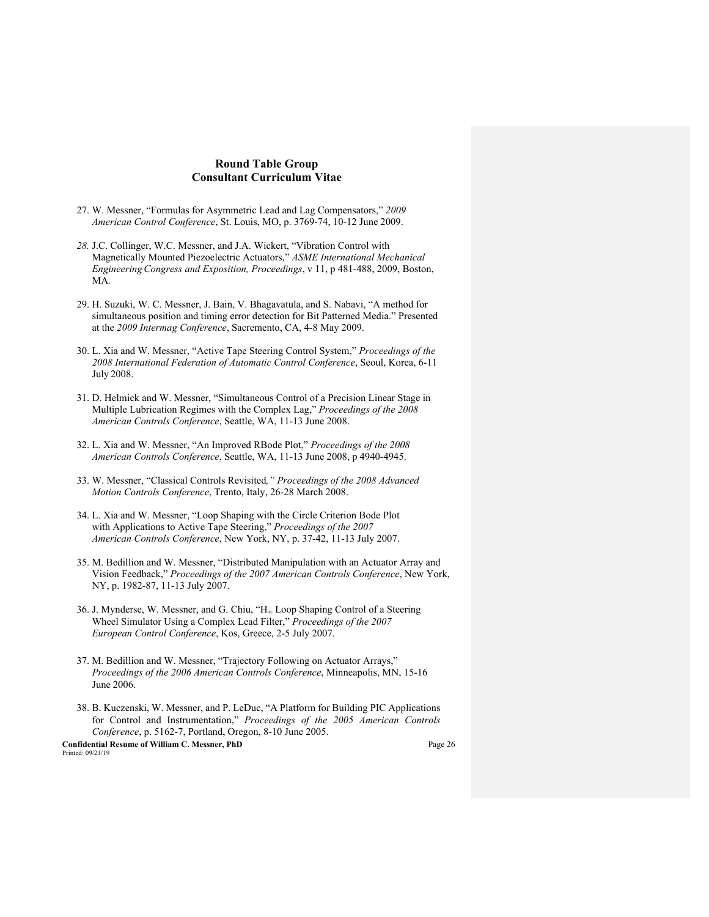# Round Table Group
## Consultant Curriculum Vitae

27. W. Messner, "Formulas for Asymmetric Lead and Lag Compensators," *2009 American Control Conference*, St. Louis, MO, p. 3769-74, 10-12 June 2009.

28. J.C. Collinger, W.C. Messner, and J.A. Wickert, "Vibration Control with Magnetically Mounted Piezoelectric Actuators," *ASME International Mechanical Engineering Congress and Exposition, Proceedings*, v 11, p 481-488, 2009, Boston, MA.

29. H. Suzuki, W. C. Messner, J. Bain, V. Bhagavatula, and S. Nabavi, "A method for simultaneous position and timing error detection for Bit Patterned Media." Presented at the *2009 Intermag Conference*, Sacremento, CA, 4-8 May 2009.

30. L. Xia and W. Messner, "Active Tape Steering Control System," *Proceedings of the 2008 International Federation of Automatic Control Conference*, Seoul, Korea, 6-11 July 2008.

31. D. Helmick and W. Messner, "Simultaneous Control of a Precision Linear Stage in Multiple Lubrication Regimes with the Complex Lag," *Proceedings of the 2008 American Controls Conference*, Seattle, WA, 11-13 June 2008.

32. L. Xia and W. Messner, "An Improved RBode Plot," *Proceedings of the 2008 American Controls Conference*, Seattle, WA, 11-13 June 2008, p 4940-4945.

33. W. Messner, "Classical Controls Revisited*," Proceedings of the 2008 Advanced Motion Controls Conference*, Trento, Italy, 26-28 March 2008.

34. L. Xia and W. Messner, "Loop Shaping with the Circle Criterion Bode Plot with Applications to Active Tape Steering," *Proceedings of the 2007 American Controls Conference*, New York, NY, p. 37-42, 11-13 July 2007.

35. M. Bedillion and W. Messner, "Distributed Manipulation with an Actuator Array and Vision Feedback," *Proceedings of the 2007 American Controls Conference*, New York, NY, p. 1982-87, 11-13 July 2007.

36. J. Mynderse, W. Messner, and G. Chiu, "$H_\infty$ Loop Shaping Control of a Steering Wheel Simulator Using a Complex Lead Filter," *Proceedings of the 2007 European Control Conference*, Kos, Greece, 2-5 July 2007.

37. M. Bedillion and W. Messner, "Trajectory Following on Actuator Arrays," *Proceedings of the 2006 American Controls Conference*, Minneapolis, MN, 15-16 June 2006.

38. B. Kuczenski, W. Messner, and P. LeDuc, "A Platform for Building PIC Applications for Control and Instrumentation," *Proceedings of the 2005 American Controls Conference*, p. 5162-7, Portland, Oregon, 8-10 June 2005.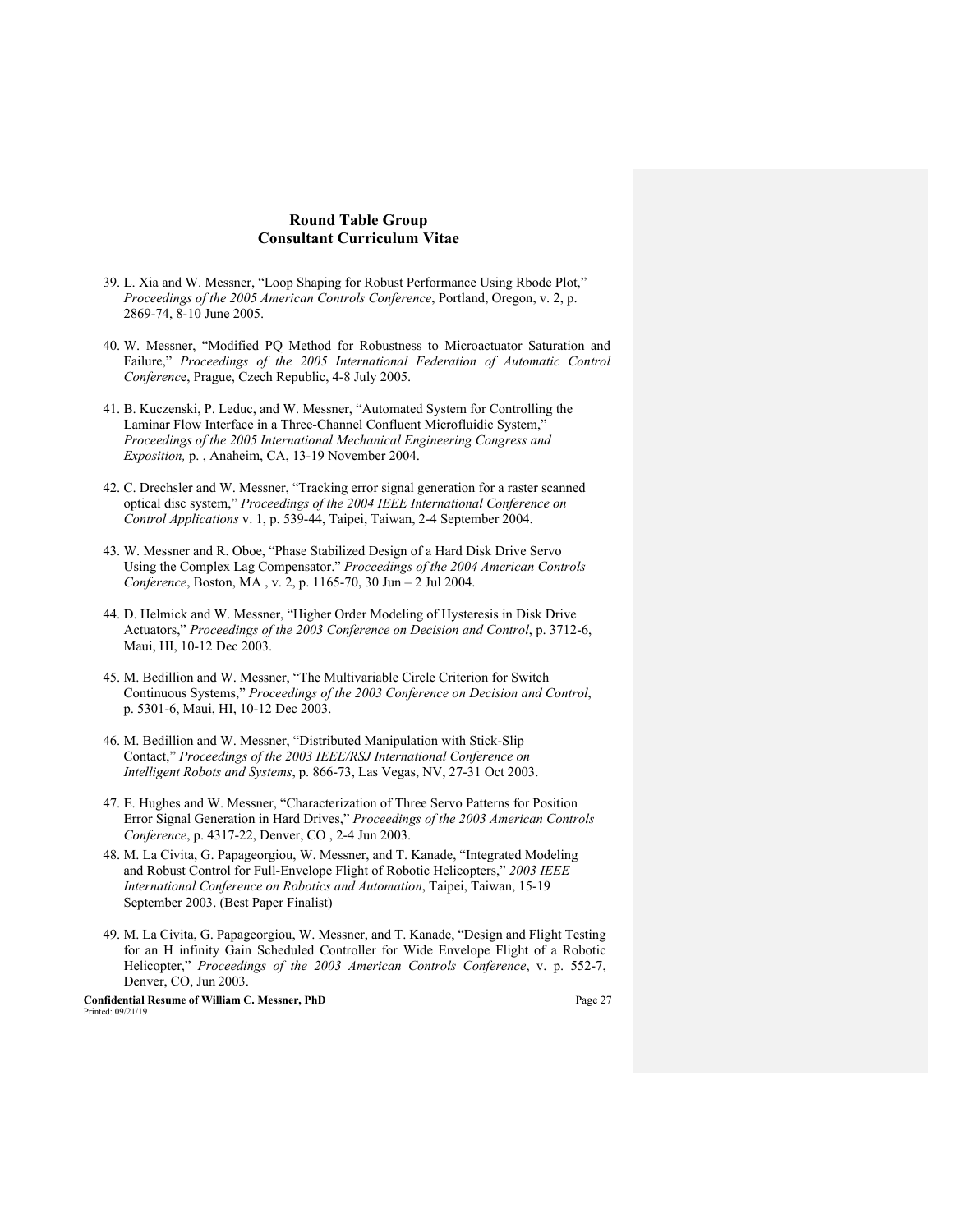39. L. Xia and W. Messner, "Loop Shaping for Robust Performance Using Rbode Plot," *Proceedings of the 2005 American Controls Conference*, Portland, Oregon, v. 2, p. 2869-74, 8-10 June 2005.

40. W. Messner, "Modified PQ Method for Robustness to Microactuator Saturation and Failure," *Proceedings of the 2005 International Federation of Automatic Control Conferenc*e, Prague, Czech Republic, 4-8 July 2005.

41. B. Kuczenski, P. Leduc, and W. Messner, "Automated System for Controlling the Laminar Flow Interface in a Three-Channel Confluent Microfluidic System," *Proceedings of the 2005 International Mechanical Engineering Congress and Exposition,* p. , Anaheim, CA, 13-19 November 2004.

42. C. Drechsler and W. Messner, "Tracking error signal generation for a raster scanned optical disc system," *Proceedings of the 2004 IEEE International Conference on Control Applications* v. 1, p. 539-44, Taipei, Taiwan, 2-4 September 2004.

43. W. Messner and R. Oboe, "Phase Stabilized Design of a Hard Disk Drive Servo Using the Complex Lag Compensator." *Proceedings of the 2004 American Controls Conference*, Boston, MA , v. 2, p. 1165-70, 30 Jun – 2 Jul 2004.

44. D. Helmick and W. Messner, "Higher Order Modeling of Hysteresis in Disk Drive Actuators," *Proceedings of the 2003 Conference on Decision and Control*, p. 3712-6, Maui, HI, 10-12 Dec 2003.

45. M. Bedillion and W. Messner, "The Multivariable Circle Criterion for Switch Continuous Systems," *Proceedings of the 2003 Conference on Decision and Control*, p. 5301-6, Maui, HI, 10-12 Dec 2003.

46. M. Bedillion and W. Messner, "Distributed Manipulation with Stick-Slip Contact," *Proceedings of the 2003 IEEE/RSJ International Conference on Intelligent Robots and Systems*, p. 866-73, Las Vegas, NV, 27-31 Oct 2003.

47. E. Hughes and W. Messner, "Characterization of Three Servo Patterns for Position Error Signal Generation in Hard Drives," *Proceedings of the 2003 American Controls Conference*, p. 4317-22, Denver, CO , 2-4 Jun 2003.

48. M. La Civita, G. Papageorgiou, W. Messner, and T. Kanade, "Integrated Modeling and Robust Control for Full-Envelope Flight of Robotic Helicopters," *2003 IEEE International Conference on Robotics and Automation*, Taipei, Taiwan, 15-19 September 2003. (Best Paper Finalist)

49. M. La Civita, G. Papageorgiou, W. Messner, and T. Kanade, "Design and Flight Testing for an H infinity Gain Scheduled Controller for Wide Envelope Flight of a Robotic Helicopter," *Proceedings of the 2003 American Controls Conference*, v. p. 552-7, Denver, CO, Jun 2003.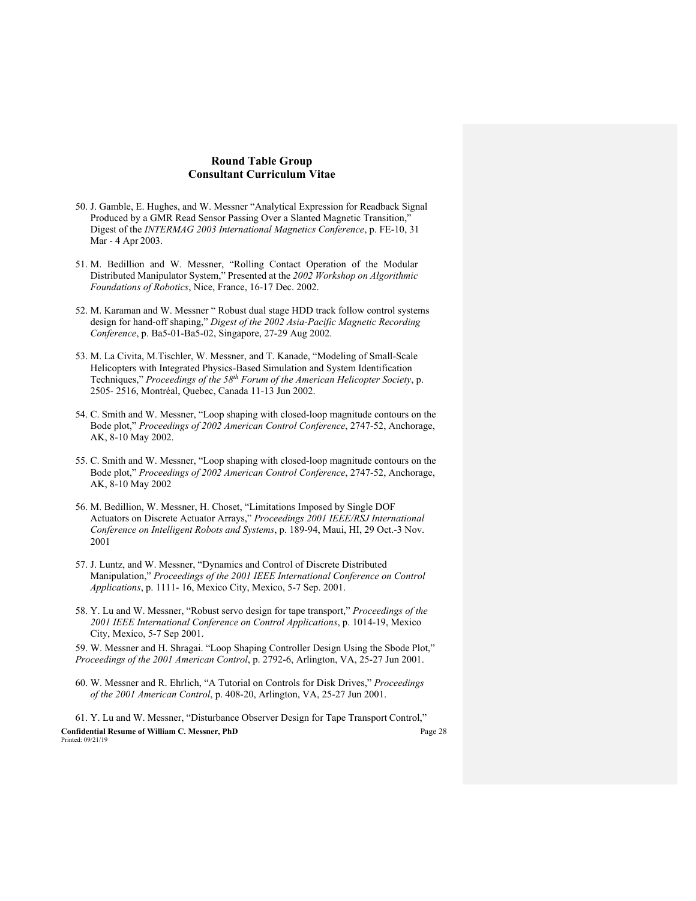50. J. Gamble, E. Hughes, and W. Messner "Analytical Expression for Readback Signal Produced by a GMR Read Sensor Passing Over a Slanted Magnetic Transition," Digest of the *INTERMAG 2003 International Magnetics Conference*, p. FE-10, 31 Mar - 4 Apr 2003.

51. M. Bedillion and W. Messner, "Rolling Contact Operation of the Modular Distributed Manipulator System," Presented at the *2002 Workshop on Algorithmic Foundations of Robotics*, Nice, France, 16-17 Dec. 2002.

52. M. Karaman and W. Messner " Robust dual stage HDD track follow control systems design for hand-off shaping," *Digest of the 2002 Asia-Pacific Magnetic Recording Conference*, p. Ba5-01-Ba5-02, Singapore, 27-29 Aug 2002.

53. M. La Civita, M.Tischler, W. Messner, and T. Kanade, "Modeling of Small-Scale Helicopters with Integrated Physics-Based Simulation and System Identification Techniques," *Proceedings of the 58th Forum of the American Helicopter Society*, p. 2505- 2516, Montréal, Quebec, Canada 11-13 Jun 2002.

54. C. Smith and W. Messner, "Loop shaping with closed-loop magnitude contours on the Bode plot," *Proceedings of 2002 American Control Conference*, 2747-52, Anchorage, AK, 8-10 May 2002.

55. C. Smith and W. Messner, "Loop shaping with closed-loop magnitude contours on the Bode plot," *Proceedings of 2002 American Control Conference*, 2747-52, Anchorage, AK, 8-10 May 2002

56. M. Bedillion, W. Messner, H. Choset, "Limitations Imposed by Single DOF Actuators on Discrete Actuator Arrays," *Proceedings 2001 IEEE/RSJ International Conference on Intelligent Robots and Systems*, p. 189-94, Maui, HI, 29 Oct.-3 Nov. 2001

57. J. Luntz, and W. Messner, "Dynamics and Control of Discrete Distributed Manipulation," *Proceedings of the 2001 IEEE International Conference on Control Applications*, p. 1111- 16, Mexico City, Mexico, 5-7 Sep. 2001.

58. Y. Lu and W. Messner, "Robust servo design for tape transport," *Proceedings of the 2001 IEEE International Conference on Control Applications*, p. 1014-19, Mexico City, Mexico, 5-7 Sep 2001.

59. W. Messner and H. Shragai. "Loop Shaping Controller Design Using the Sbode Plot," *Proceedings of the 2001 American Control*, p. 2792-6, Arlington, VA, 25-27 Jun 2001.

60. W. Messner and R. Ehrlich, "A Tutorial on Controls for Disk Drives," *Proceedings of the 2001 American Control*, p. 408-20, Arlington, VA, 25-27 Jun 2001.

61. Y. Lu and W. Messner, "Disturbance Observer Design for Tape Transport Control,"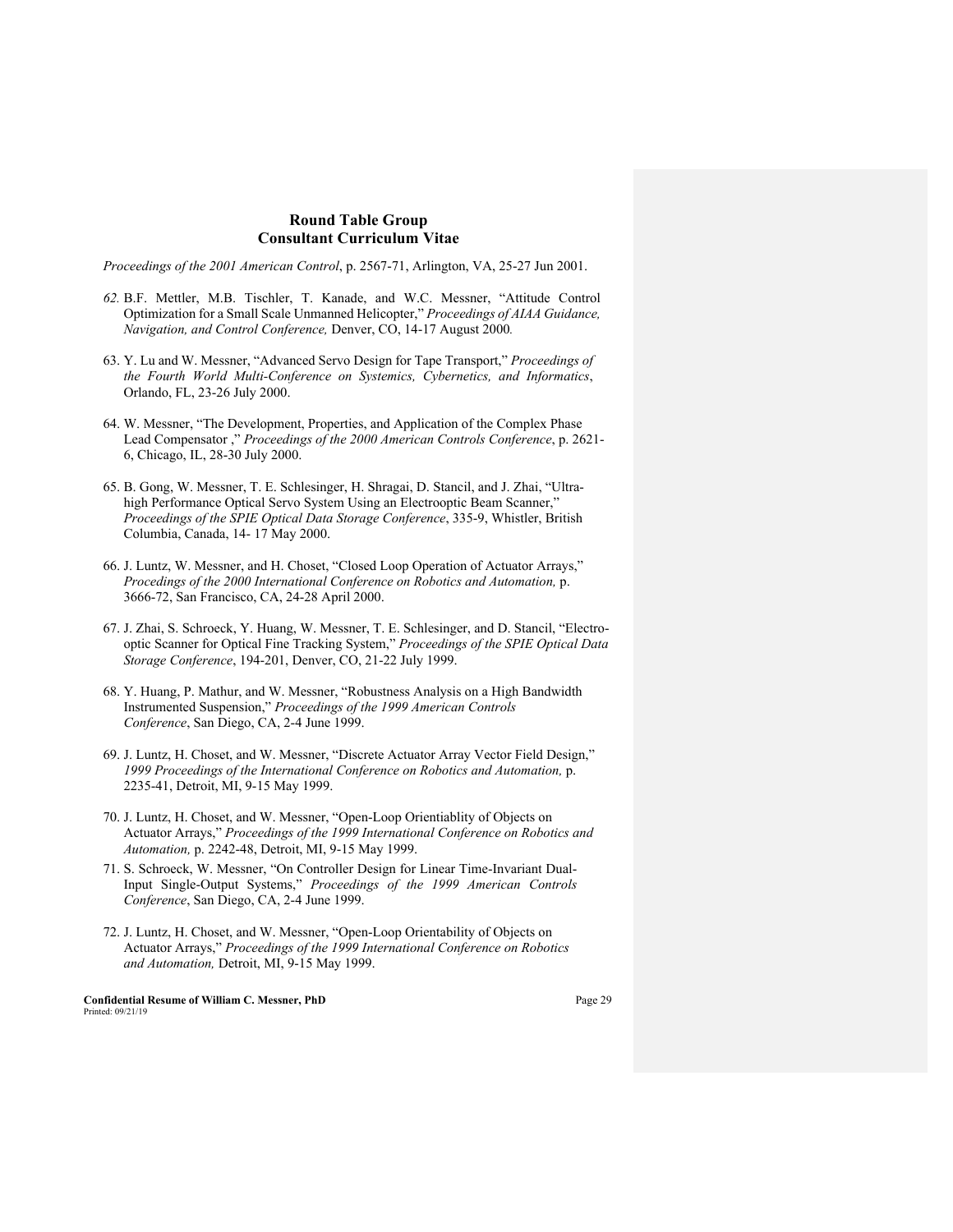*Proceedings of the 2001 American Control*, p. 2567-71, Arlington, VA, 25-27 Jun 2001.

*62.* B.F. Mettler, M.B. Tischler, T. Kanade, and W.C. Messner, "Attitude Control Optimization for a Small Scale Unmanned Helicopter," *Proceedings of AIAA Guidance, Navigation, and Control Conference,* Denver, CO, 14-17 August 2000*.*

63. Y. Lu and W. Messner, "Advanced Servo Design for Tape Transport," *Proceedings of the Fourth World Multi-Conference on Systemics, Cybernetics, and Informatics*, Orlando, FL, 23-26 July 2000.

64. W. Messner, "The Development, Properties, and Application of the Complex Phase Lead Compensator ," *Proceedings of the 2000 American Controls Conference*, p. 2621-6, Chicago, IL, 28-30 July 2000.

65. B. Gong, W. Messner, T. E. Schlesinger, H. Shragai, D. Stancil, and J. Zhai, "Ultra-high Performance Optical Servo System Using an Electrooptic Beam Scanner," *Proceedings of the SPIE Optical Data Storage Conference*, 335-9, Whistler, British Columbia, Canada, 14- 17 May 2000.

66. J. Luntz, W. Messner, and H. Choset, "Closed Loop Operation of Actuator Arrays," *Procedings of the 2000 International Conference on Robotics and Automation,* p. 3666-72, San Francisco, CA, 24-28 April 2000.

67. J. Zhai, S. Schroeck, Y. Huang, W. Messner, T. E. Schlesinger, and D. Stancil, "Electro-optic Scanner for Optical Fine Tracking System," *Proceedings of the SPIE Optical Data Storage Conference*, 194-201, Denver, CO, 21-22 July 1999.

68. Y. Huang, P. Mathur, and W. Messner, "Robustness Analysis on a High Bandwidth Instrumented Suspension," *Proceedings of the 1999 American Controls Conference*, San Diego, CA, 2-4 June 1999.

69. J. Luntz, H. Choset, and W. Messner, "Discrete Actuator Array Vector Field Design," *1999 Proceedings of the International Conference on Robotics and Automation,* p. 2235-41, Detroit, MI, 9-15 May 1999.

70. J. Luntz, H. Choset, and W. Messner, "Open-Loop Orientiablity of Objects on Actuator Arrays," *Proceedings of the 1999 International Conference on Robotics and Automation,* p. 2242-48, Detroit, MI, 9-15 May 1999.

71. S. Schroeck, W. Messner, "On Controller Design for Linear Time-Invariant Dual-Input Single-Output Systems," *Proceedings of the 1999 American Controls Conference*, San Diego, CA, 2-4 June 1999.

72. J. Luntz, H. Choset, and W. Messner, "Open-Loop Orientability of Objects on Actuator Arrays," *Proceedings of the 1999 International Conference on Robotics and Automation,* Detroit, MI, 9-15 May 1999.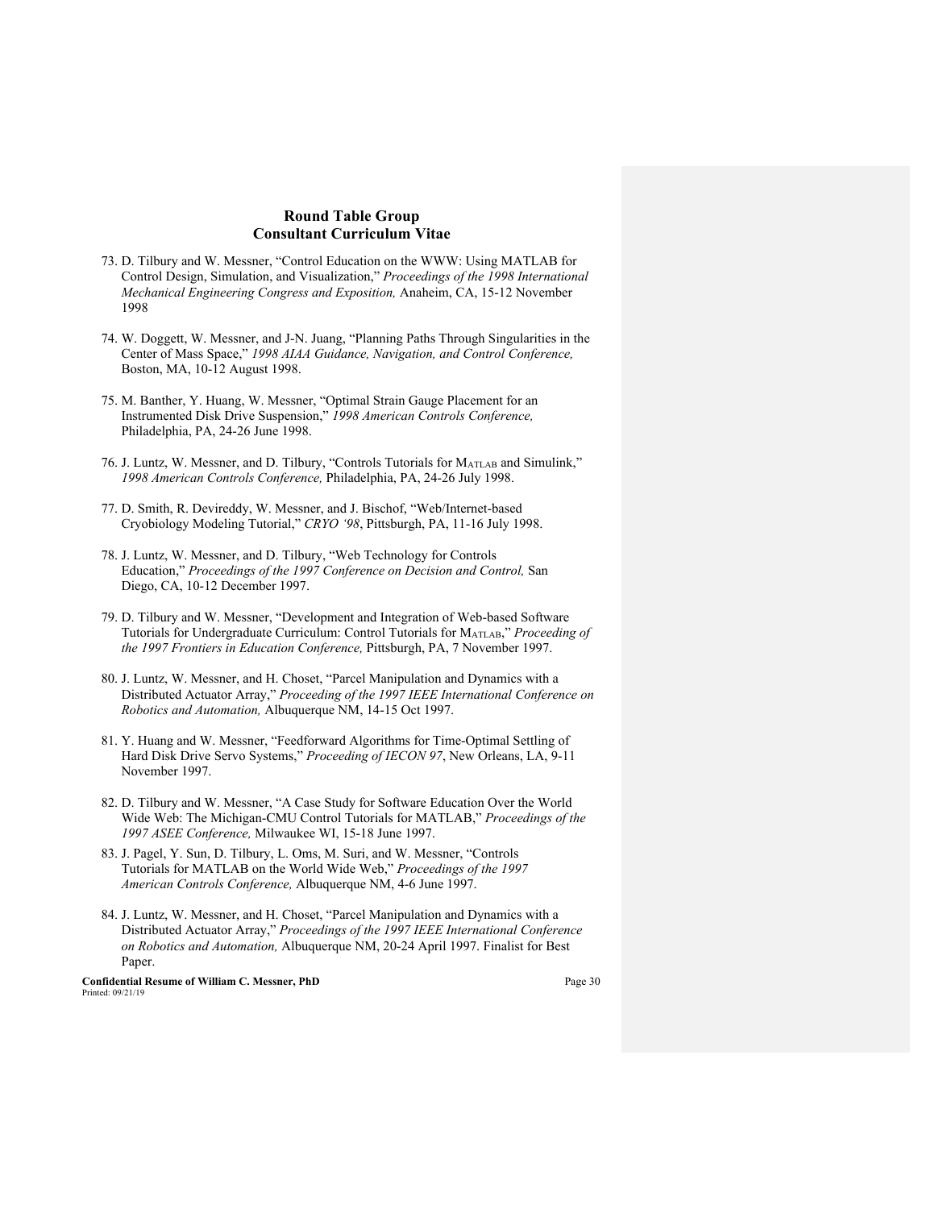**Round Table Group**
**Consultant Curriculum Vitae**

73. D. Tilbury and W. Messner, "Control Education on the WWW: Using MATLAB for Control Design, Simulation, and Visualization," *Proceedings of the 1998 International Mechanical Engineering Congress and Exposition,* Anaheim, CA, 15-12 November 1998

74. W. Doggett, W. Messner, and J-N. Juang, "Planning Paths Through Singularities in the Center of Mass Space," *1998 AIAA Guidance, Navigation, and Control Conference,* Boston, MA, 10-12 August 1998.

75. M. Banther, Y. Huang, W. Messner, "Optimal Strain Gauge Placement for an Instrumented Disk Drive Suspension," *1998 American Controls Conference,* Philadelphia, PA, 24-26 June 1998.

76. J. Luntz, W. Messner, and D. Tilbury, "Controls Tutorials for MATLAB and Simulink," *1998 American Controls Conference,* Philadelphia, PA, 24-26 July 1998.

77. D. Smith, R. Devireddy, W. Messner, and J. Bischof, "Web/Internet-based Cryobiology Modeling Tutorial," *CRYO '98*, Pittsburgh, PA, 11-16 July 1998.

78. J. Luntz, W. Messner, and D. Tilbury, "Web Technology for Controls Education," *Proceedings of the 1997 Conference on Decision and Control,* San Diego, CA, 10-12 December 1997.

79. D. Tilbury and W. Messner, "Development and Integration of Web-based Software Tutorials for Undergraduate Curriculum: Control Tutorials for MATLAB," *Proceeding of the 1997 Frontiers in Education Conference,* Pittsburgh, PA, 7 November 1997.

80. J. Luntz, W. Messner, and H. Choset, "Parcel Manipulation and Dynamics with a Distributed Actuator Array," *Proceeding of the 1997 IEEE International Conference on Robotics and Automation,* Albuquerque NM, 14-15 Oct 1997.

81. Y. Huang and W. Messner, "Feedforward Algorithms for Time-Optimal Settling of Hard Disk Drive Servo Systems," *Proceeding of IECON 97*, New Orleans, LA, 9-11 November 1997.

82. D. Tilbury and W. Messner, "A Case Study for Software Education Over the World Wide Web: The Michigan-CMU Control Tutorials for MATLAB," *Proceedings of the 1997 ASEE Conference,* Milwaukee WI, 15-18 June 1997.

83. J. Pagel, Y. Sun, D. Tilbury, L. Oms, M. Suri, and W. Messner, "Controls Tutorials for MATLAB on the World Wide Web," *Proceedings of the 1997 American Controls Conference,* Albuquerque NM, 4-6 June 1997.

84. J. Luntz, W. Messner, and H. Choset, "Parcel Manipulation and Dynamics with a Distributed Actuator Array," *Proceedings of the 1997 IEEE International Conference on Robotics and Automation,* Albuquerque NM, 20-24 April 1997. Finalist for Best Paper.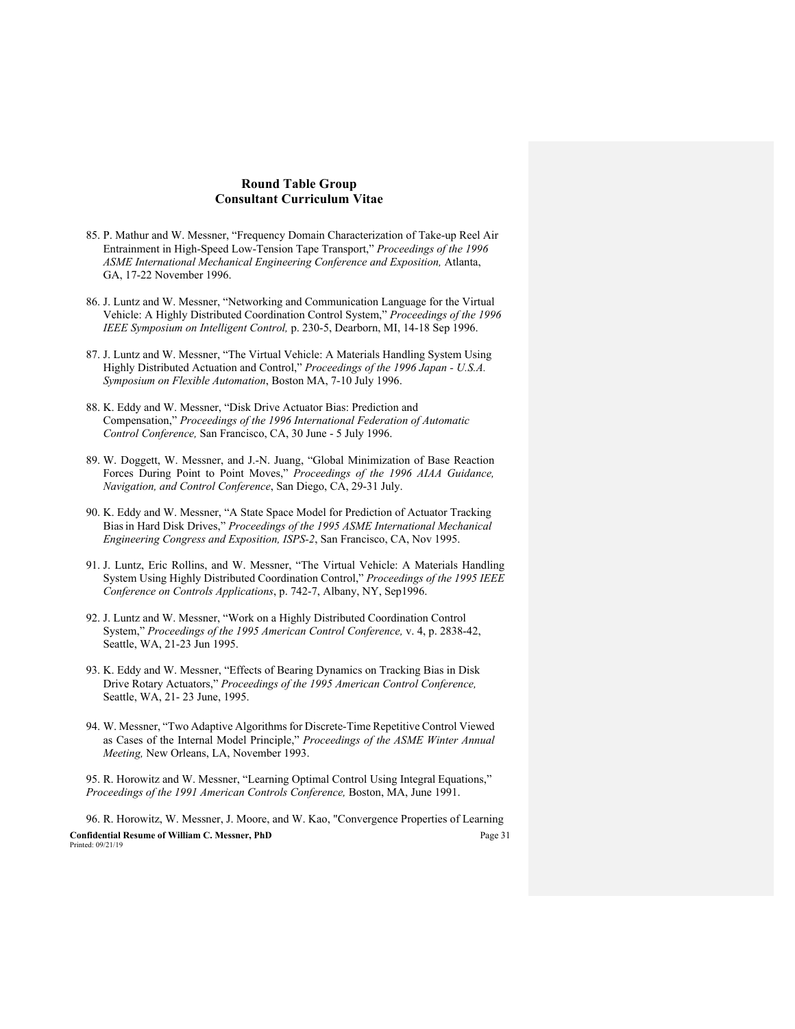85. P. Mathur and W. Messner, “Frequency Domain Characterization of Take-up Reel Air Entrainment in High-Speed Low-Tension Tape Transport,” *Proceedings of the 1996 ASME International Mechanical Engineering Conference and Exposition,* Atlanta, GA, 17-22 November 1996.

86. J. Luntz and W. Messner, “Networking and Communication Language for the Virtual Vehicle: A Highly Distributed Coordination Control System,” *Proceedings of the 1996 IEEE Symposium on Intelligent Control,* p. 230-5, Dearborn, MI, 14-18 Sep 1996.

87. J. Luntz and W. Messner, “The Virtual Vehicle: A Materials Handling System Using Highly Distributed Actuation and Control,” *Proceedings of the 1996 Japan - U.S.A. Symposium on Flexible Automation*, Boston MA, 7-10 July 1996.

88. K. Eddy and W. Messner, “Disk Drive Actuator Bias: Prediction and Compensation,” *Proceedings of the 1996 International Federation of Automatic Control Conference,* San Francisco, CA, 30 June - 5 July 1996.

89. W. Doggett, W. Messner, and J.-N. Juang, “Global Minimization of Base Reaction Forces During Point to Point Moves,” *Proceedings of the 1996 AIAA Guidance, Navigation, and Control Conference*, San Diego, CA, 29-31 July.

90. K. Eddy and W. Messner, “A State Space Model for Prediction of Actuator Tracking Bias in Hard Disk Drives,” *Proceedings of the 1995 ASME International Mechanical Engineering Congress and Exposition, ISPS-2*, San Francisco, CA, Nov 1995.

91. J. Luntz, Eric Rollins, and W. Messner, “The Virtual Vehicle: A Materials Handling System Using Highly Distributed Coordination Control,” *Proceedings of the 1995 IEEE Conference on Controls Applications*, p. 742-7, Albany, NY, Sep1996.

92. J. Luntz and W. Messner, “Work on a Highly Distributed Coordination Control System,” *Proceedings of the 1995 American Control Conference,* v. 4, p. 2838-42, Seattle, WA, 21-23 Jun 1995.

93. K. Eddy and W. Messner, “Effects of Bearing Dynamics on Tracking Bias in Disk Drive Rotary Actuators,” *Proceedings of the 1995 American Control Conference,* Seattle, WA, 21- 23 June, 1995.

94. W. Messner, “Two Adaptive Algorithms for Discrete-Time Repetitive Control Viewed as Cases of the Internal Model Principle,” *Proceedings of the ASME Winter Annual Meeting,* New Orleans, LA, November 1993.

95. R. Horowitz and W. Messner, “Learning Optimal Control Using Integral Equations,” *Proceedings of the 1991 American Controls Conference,* Boston, MA, June 1991.

96. R. Horowitz, W. Messner, J. Moore, and W. Kao, "Convergence Properties of Learning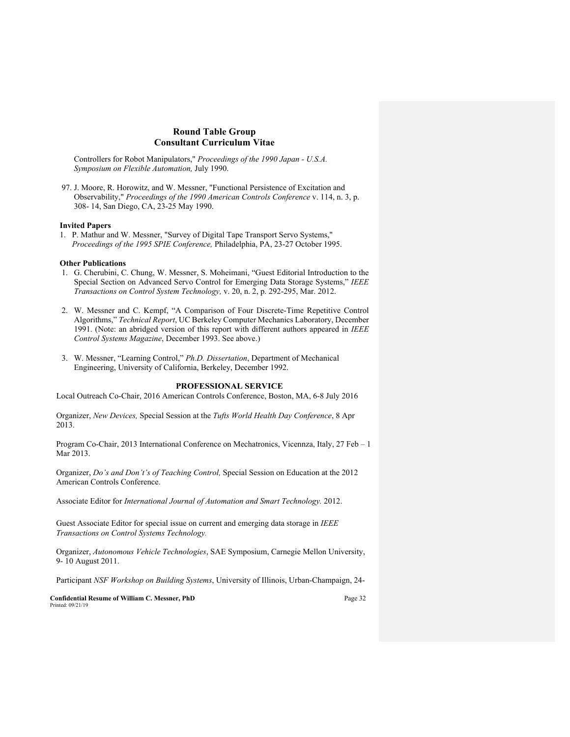Controllers for Robot Manipulators," *Proceedings of the 1990 Japan - U.S.A. Symposium on Flexible Automation,* July 1990.

97. J. Moore, R. Horowitz, and W. Messner, "Functional Persistence of Excitation and Observability," *Proceedings of the 1990 American Controls Conference* v. 114, n. 3, p. 308- 14, San Diego, CA, 23-25 May 1990.

**Invited Papers**

1. P. Mathur and W. Messner, "Survey of Digital Tape Transport Servo Systems," *Proceedings of the 1995 SPIE Conference,* Philadelphia, PA, 23-27 October 1995.

**Other Publications**

1. G. Cherubini, C. Chung, W. Messner, S. Moheimani, "Guest Editorial Introduction to the Special Section on Advanced Servo Control for Emerging Data Storage Systems," *IEEE Transactions on Control System Technology,* v. 20, n. 2, p. 292-295, Mar. 2012.

2. W. Messner and C. Kempf, "A Comparison of Four Discrete-Time Repetitive Control Algorithms," *Technical Report*, UC Berkeley Computer Mechanics Laboratory, December 1991. (Note: an abridged version of this report with different authors appeared in *IEEE Control Systems Magazine*, December 1993. See above.)

3. W. Messner, "Learning Control," *Ph.D. Dissertation*, Department of Mechanical Engineering, University of California, Berkeley, December 1992.

## PROFESSIONAL SERVICE

Local Outreach Co-Chair, 2016 American Controls Conference, Boston, MA, 6-8 July 2016

Organizer, *New Devices,* Special Session at the *Tufts World Health Day Conference*, 8 Apr 2013.

Program Co-Chair, 2013 International Conference on Mechatronics, Vicennza, Italy, 27 Feb – 1 Mar 2013.

Organizer, *Do's and Don't's of Teaching Control,* Special Session on Education at the 2012 American Controls Conference.

Associate Editor for *International Journal of Automation and Smart Technology.* 2012.

Guest Associate Editor for special issue on current and emerging data storage in *IEEE Transactions on Control Systems Technology.*

Organizer, *Autonomous Vehicle Technologies*, SAE Symposium, Carnegie Mellon University, 9- 10 August 2011.

Participant *NSF Workshop on Building Systems*, University of Illinois, Urban-Champaign, 24-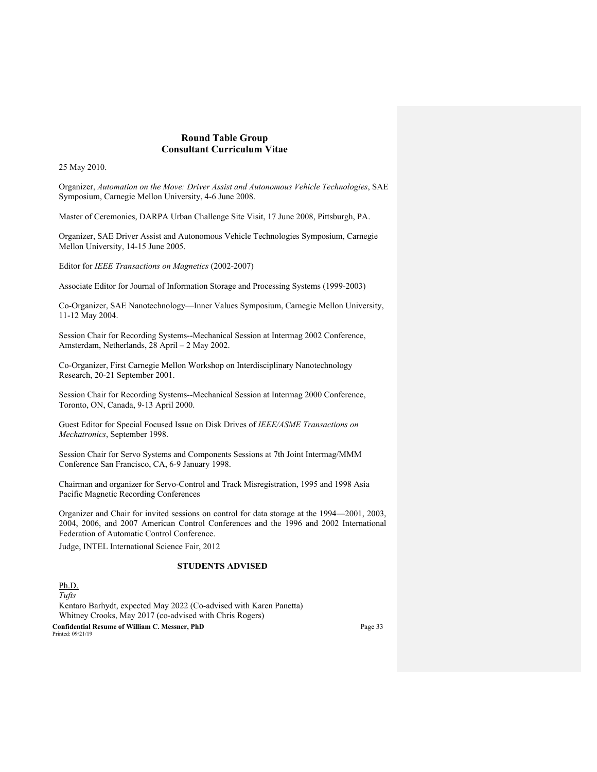25 May 2010.

Organizer, *Automation on the Move: Driver Assist and Autonomous Vehicle Technologies*, SAE Symposium, Carnegie Mellon University, 4-6 June 2008.

Master of Ceremonies, DARPA Urban Challenge Site Visit, 17 June 2008, Pittsburgh, PA.

Organizer, SAE Driver Assist and Autonomous Vehicle Technologies Symposium, Carnegie Mellon University, 14-15 June 2005.

Editor for *IEEE Transactions on Magnetics* (2002-2007)

Associate Editor for Journal of Information Storage and Processing Systems (1999-2003)

Co-Organizer, SAE Nanotechnology—Inner Values Symposium, Carnegie Mellon University, 11-12 May 2004.

Session Chair for Recording Systems--Mechanical Session at Intermag 2002 Conference, Amsterdam, Netherlands, 28 April – 2 May 2002.

Co-Organizer, First Carnegie Mellon Workshop on Interdisciplinary Nanotechnology Research, 20-21 September 2001.

Session Chair for Recording Systems--Mechanical Session at Intermag 2000 Conference, Toronto, ON, Canada, 9-13 April 2000.

Guest Editor for Special Focused Issue on Disk Drives of *IEEE/ASME Transactions on Mechatronics*, September 1998.

Session Chair for Servo Systems and Components Sessions at 7th Joint Intermag/MMM Conference San Francisco, CA, 6-9 January 1998.

Chairman and organizer for Servo-Control and Track Misregistration, 1995 and 1998 Asia Pacific Magnetic Recording Conferences

Organizer and Chair for invited sessions on control for data storage at the 1994—2001, 2003, 2004, 2006, and 2007 American Control Conferences and the 1996 and 2002 International Federation of Automatic Control Conference.

Judge, INTEL International Science Fair, 2012

## STUDENTS ADVISED

Ph.D.

*Tufts*

Kentaro Barhydt, expected May 2022 (Co-advised with Karen Panetta)
Whitney Crooks, May 2017 (co-advised with Chris Rogers)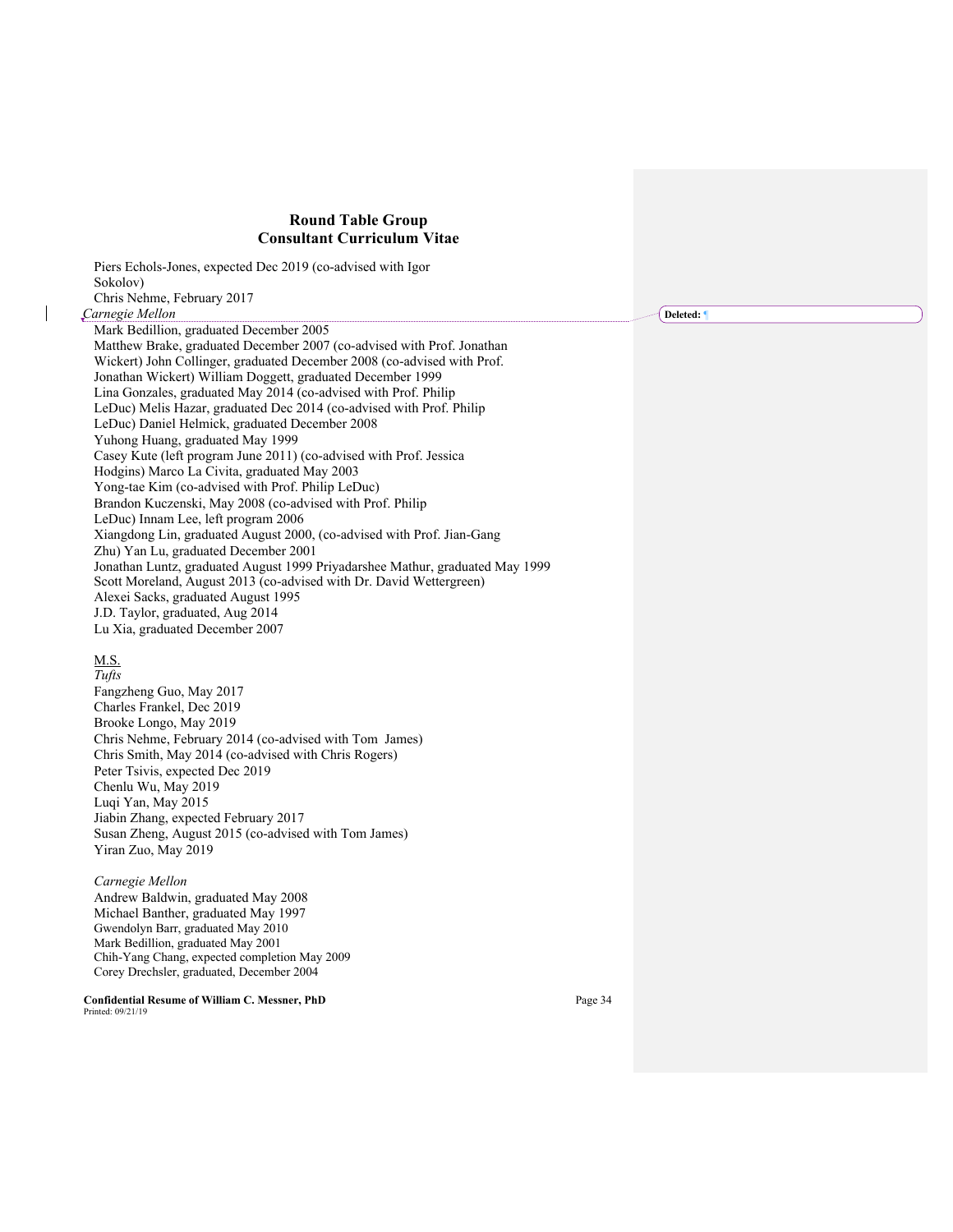Piers Echols-Jones, expected Dec 2019 (co-advised with Igor Sokolov)
Chris Nehme, February 2017

*Carnegie Mellon*

Mark Bedillion, graduated December 2005
Matthew Brake, graduated December 2007 (co-advised with Prof. Jonathan Wickert) John Collinger, graduated December 2008 (co-advised with Prof. Jonathan Wickert) William Doggett, graduated December 1999
Lina Gonzales, graduated May 2014 (co-advised with Prof. Philip LeDuc) Melis Hazar, graduated Dec 2014 (co-advised with Prof. Philip LeDuc) Daniel Helmick, graduated December 2008
Yuhong Huang, graduated May 1999
Casey Kute (left program June 2011) (co-advised with Prof. Jessica Hodgins) Marco La Civita, graduated May 2003
Yong-tae Kim (co-advised with Prof. Philip LeDuc)
Brandon Kuczenski, May 2008 (co-advised with Prof. Philip LeDuc) Innam Lee, left program 2006
Xiangdong Lin, graduated August 2000, (co-advised with Prof. Jian-Gang Zhu) Yan Lu, graduated December 2001
Jonathan Luntz, graduated August 1999 Priyadarshee Mathur, graduated May 1999
Scott Moreland, August 2013 (co-advised with Dr. David Wettergreen)
Alexei Sacks, graduated August 1995
J.D. Taylor, graduated, Aug 2014
Lu Xia, graduated December 2007

M.S.

*Tufts*

Fangzheng Guo, May 2017
Charles Frankel, Dec 2019
Brooke Longo, May 2019
Chris Nehme, February 2014 (co-advised with Tom James)
Chris Smith, May 2014 (co-advised with Chris Rogers)
Peter Tsivis, expected Dec 2019
Chenlu Wu, May 2019
Luqi Yan, May 2015
Jiabin Zhang, expected February 2017
Susan Zheng, August 2015 (co-advised with Tom James)
Yiran Zuo, May 2019

*Carnegie Mellon*

Andrew Baldwin, graduated May 2008
Michael Banther, graduated May 1997
Gwendolyn Barr, graduated May 2010
Mark Bedillion, graduated May 2001
Chih-Yang Chang, expected completion May 2009
Corey Drechsler, graduated, December 2004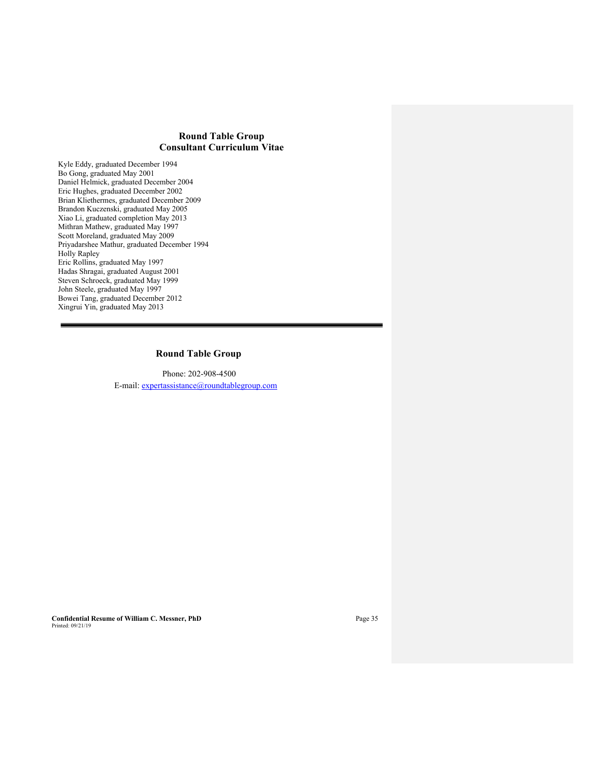## Round Table Group
## Consultant Curriculum Vitae

Kyle Eddy, graduated December 1994
Bo Gong, graduated May 2001
Daniel Helmick, graduated December 2004
Eric Hughes, graduated December 2002
Brian Kliethermes, graduated December 2009
Brandon Kuczenski, graduated May 2005
Xiao Li, graduated completion May 2013
Mithran Mathew, graduated May 1997
Scott Moreland, graduated May 2009
Priyadarshee Mathur, graduated December 1994
Holly Rapley
Eric Rollins, graduated May 1997
Hadas Shragai, graduated August 2001
Steven Schroeck, graduated May 1999
John Steele, graduated May 1997
Bowei Tang, graduated December 2012
Xingrui Yin, graduated May 2013

---

### Round Table Group

Phone: 202-908-4500
E-mail: expertassistance@roundtablegroup.com